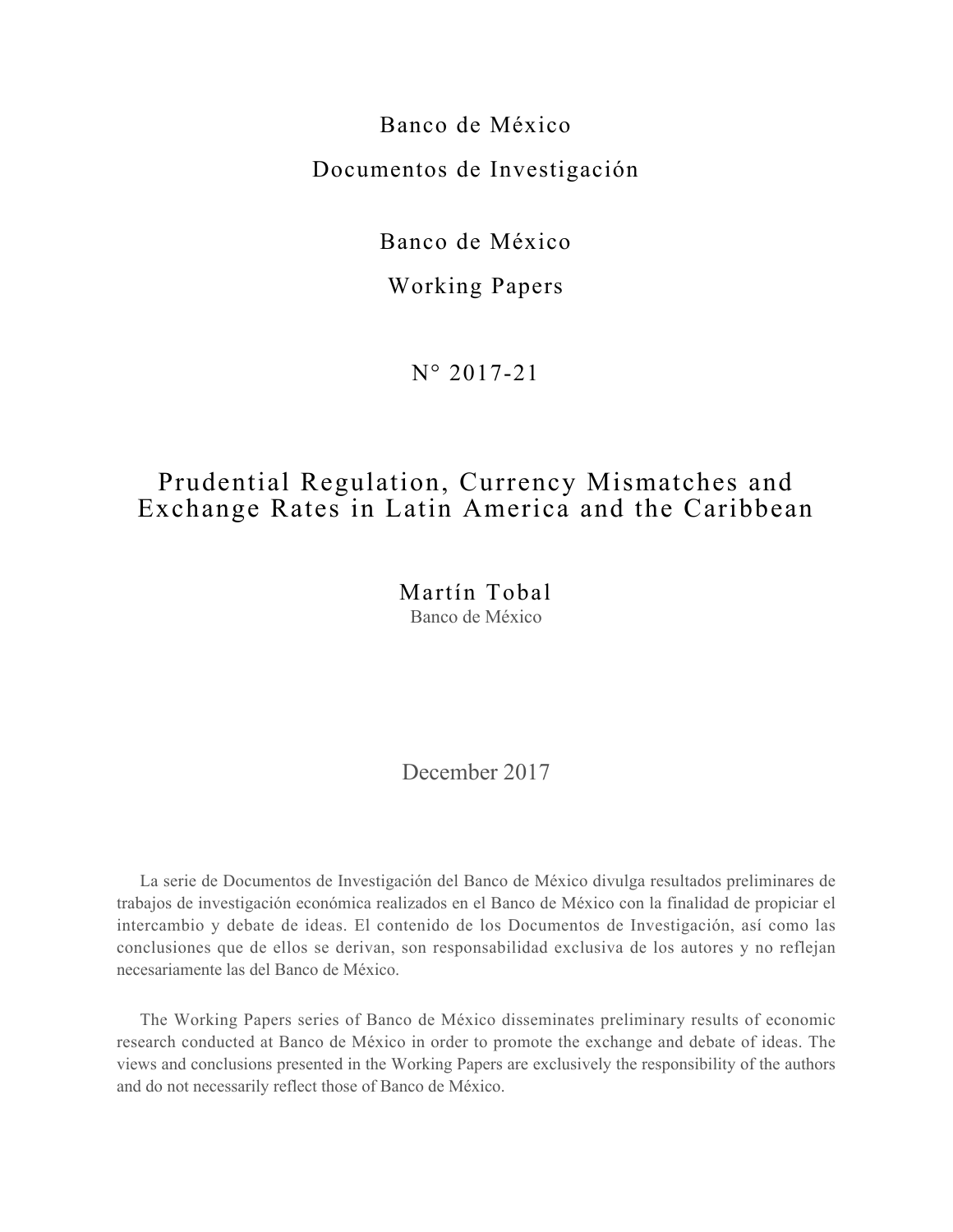Banco de México

Documentos de Investigación

Banco de México

Working Papers

N° 2017-21

# Prudential Regulation, Currency Mismatches and Exchange Rates in Latin America and the Caribbean

Martín Tobal
Banco de México

December 2017

La serie de Documentos de Investigación del Banco de México divulga resultados preliminares de trabajos de investigación económica realizados en el Banco de México con la finalidad de propiciar el intercambio y debate de ideas. El contenido de los Documentos de Investigación, así como las conclusiones que de ellos se derivan, son responsabilidad exclusiva de los autores y no reflejan necesariamente las del Banco de México.

The Working Papers series of Banco de México disseminates preliminary results of economic research conducted at Banco de México in order to promote the exchange and debate of ideas. The views and conclusions presented in the Working Papers are exclusively the responsibility of the authors and do not necessarily reflect those of Banco de México.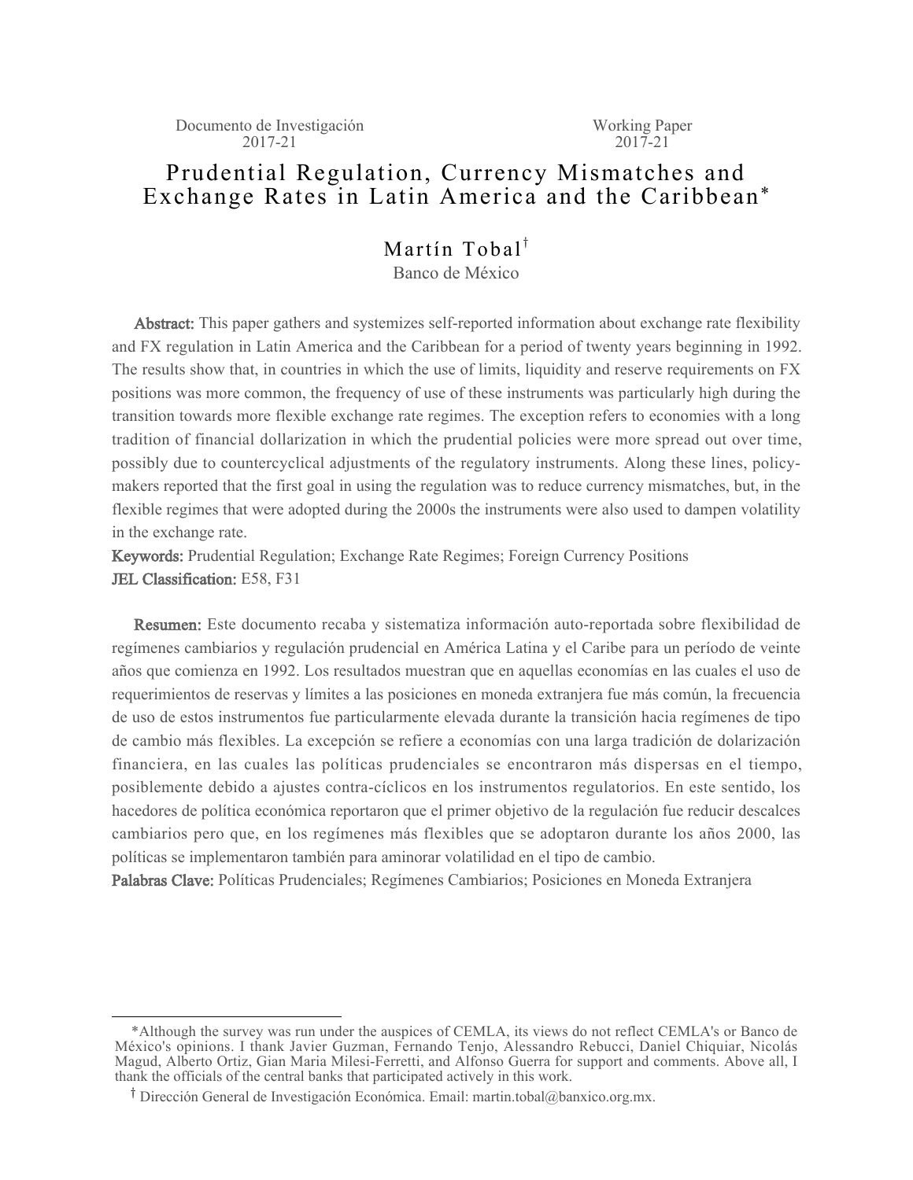Documento de Investigación 2017-21

Working Paper 2017-21

# Prudential Regulation, Currency Mismatches and Exchange Rates in Latin America and the Caribbean*

Martín Tobal[†]

Banco de México

**Abstract:** This paper gathers and systemizes self-reported information about exchange rate flexibility and FX regulation in Latin America and the Caribbean for a period of twenty years beginning in 1992. The results show that, in countries in which the use of limits, liquidity and reserve requirements on FX positions was more common, the frequency of use of these instruments was particularly high during the transition towards more flexible exchange rate regimes. The exception refers to economies with a long tradition of financial dollarization in which the prudential policies were more spread out over time, possibly due to countercyclical adjustments of the regulatory instruments. Along these lines, policy-makers reported that the first goal in using the regulation was to reduce currency mismatches, but, in the flexible regimes that were adopted during the 2000s the instruments were also used to dampen volatility in the exchange rate.

**Keywords:** Prudential Regulation; Exchange Rate Regimes; Foreign Currency Positions

**JEL Classification:** E58, F31

**Resumen:** Este documento recaba y sistematiza información auto-reportada sobre flexibilidad de regímenes cambiarios y regulación prudencial en América Latina y el Caribe para un período de veinte años que comienza en 1992. Los resultados muestran que en aquellas economías en las cuales el uso de requerimientos de reservas y límites a las posiciones en moneda extranjera fue más común, la frecuencia de uso de estos instrumentos fue particularmente elevada durante la transición hacia regímenes de tipo de cambio más flexibles. La excepción se refiere a economías con una larga tradición de dolarización financiera, en las cuales las políticas prudenciales se encontraron más dispersas en el tiempo, posiblemente debido a ajustes contra-cíclicos en los instrumentos regulatorios. En este sentido, los hacedores de política económica reportaron que el primer objetivo de la regulación fue reducir descalces cambiarios pero que, en los regímenes más flexibles que se adoptaron durante los años 2000, las políticas se implementaron también para aminorar volatilidad en el tipo de cambio.

**Palabras Clave:** Políticas Prudenciales; Regímenes Cambiarios; Posiciones en Moneda Extranjera

---

*Although the survey was run under the auspices of CEMLA, its views do not reflect CEMLA's or Banco de México's opinions. I thank Javier Guzman, Fernando Tenjo, Alessandro Rebucci, Daniel Chiquiar, Nicolás Magud, Alberto Ortiz, Gian Maria Milesi-Ferretti, and Alfonso Guerra for support and comments. Above all, I thank the officials of the central banks that participated actively in this work.

[†] Dirección General de Investigación Económica. Email: martin.tobal@banxico.org.mx.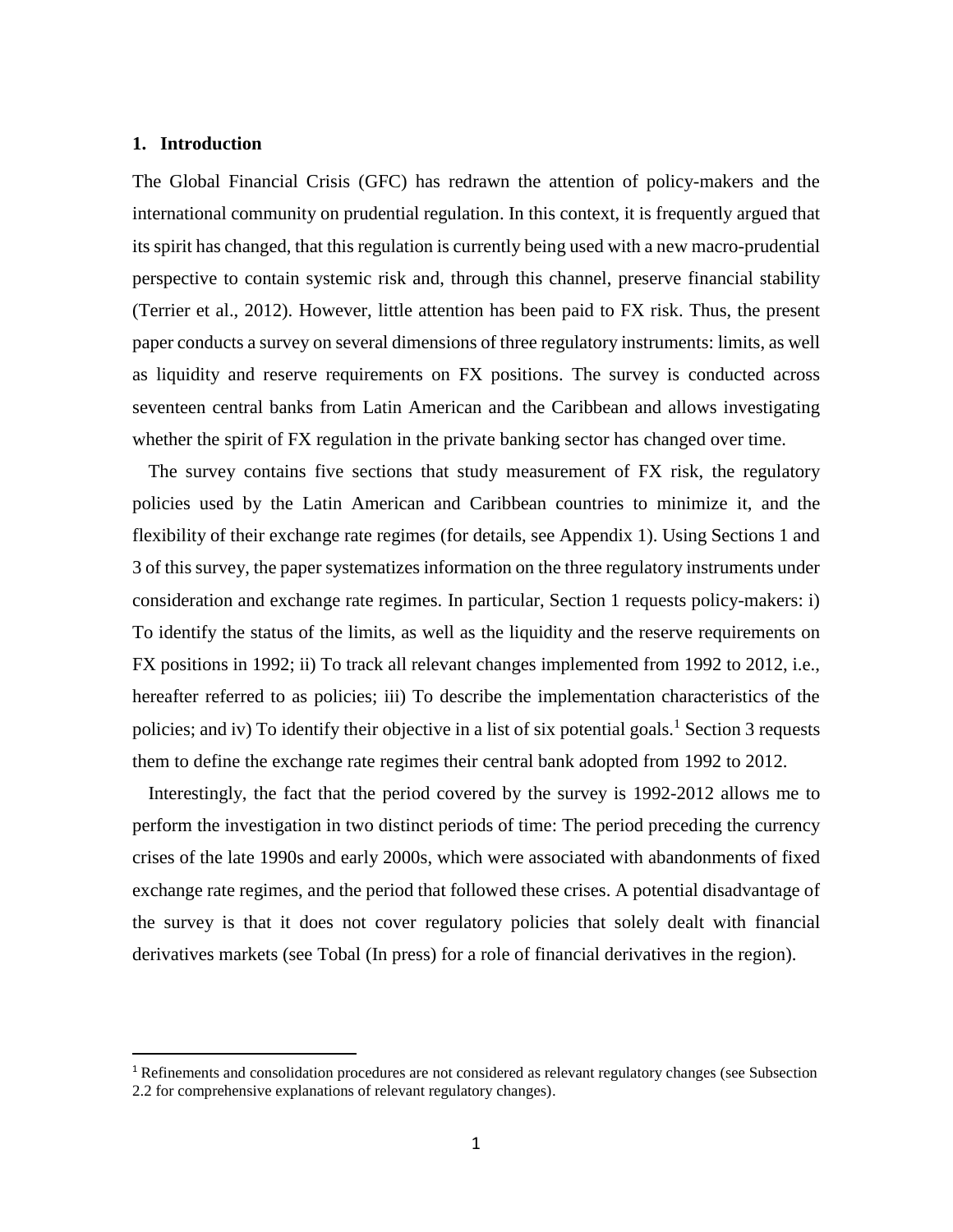## 1. Introduction

The Global Financial Crisis (GFC) has redrawn the attention of policy-makers and the international community on prudential regulation. In this context, it is frequently argued that its spirit has changed, that this regulation is currently being used with a new macro-prudential perspective to contain systemic risk and, through this channel, preserve financial stability (Terrier et al., 2012). However, little attention has been paid to FX risk. Thus, the present paper conducts a survey on several dimensions of three regulatory instruments: limits, as well as liquidity and reserve requirements on FX positions. The survey is conducted across seventeen central banks from Latin American and the Caribbean and allows investigating whether the spirit of FX regulation in the private banking sector has changed over time.

The survey contains five sections that study measurement of FX risk, the regulatory policies used by the Latin American and Caribbean countries to minimize it, and the flexibility of their exchange rate regimes (for details, see Appendix 1). Using Sections 1 and 3 of this survey, the paper systematizes information on the three regulatory instruments under consideration and exchange rate regimes. In particular, Section 1 requests policy-makers: i) To identify the status of the limits, as well as the liquidity and the reserve requirements on FX positions in 1992; ii) To track all relevant changes implemented from 1992 to 2012, i.e., hereafter referred to as policies; iii) To describe the implementation characteristics of the policies; and iv) To identify their objective in a list of six potential goals.[1] Section 3 requests them to define the exchange rate regimes their central bank adopted from 1992 to 2012.

Interestingly, the fact that the period covered by the survey is 1992-2012 allows me to perform the investigation in two distinct periods of time: The period preceding the currency crises of the late 1990s and early 2000s, which were associated with abandonments of fixed exchange rate regimes, and the period that followed these crises. A potential disadvantage of the survey is that it does not cover regulatory policies that solely dealt with financial derivatives markets (see Tobal (In press) for a role of financial derivatives in the region).

[1] Refinements and consolidation procedures are not considered as relevant regulatory changes (see Subsection 2.2 for comprehensive explanations of relevant regulatory changes).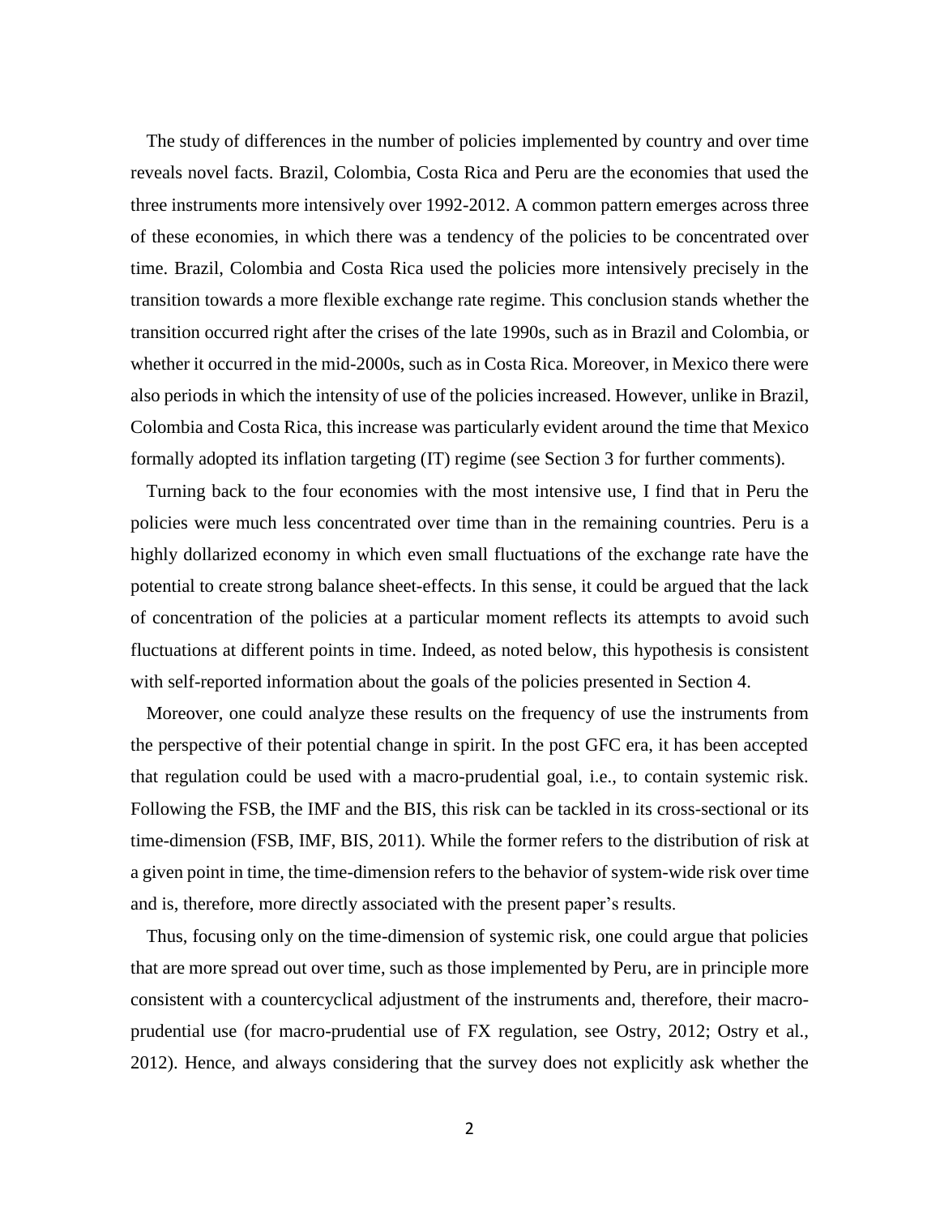The study of differences in the number of policies implemented by country and over time reveals novel facts. Brazil, Colombia, Costa Rica and Peru are the economies that used the three instruments more intensively over 1992-2012. A common pattern emerges across three of these economies, in which there was a tendency of the policies to be concentrated over time. Brazil, Colombia and Costa Rica used the policies more intensively precisely in the transition towards a more flexible exchange rate regime. This conclusion stands whether the transition occurred right after the crises of the late 1990s, such as in Brazil and Colombia, or whether it occurred in the mid-2000s, such as in Costa Rica. Moreover, in Mexico there were also periods in which the intensity of use of the policies increased. However, unlike in Brazil, Colombia and Costa Rica, this increase was particularly evident around the time that Mexico formally adopted its inflation targeting (IT) regime (see Section 3 for further comments).

Turning back to the four economies with the most intensive use, I find that in Peru the policies were much less concentrated over time than in the remaining countries. Peru is a highly dollarized economy in which even small fluctuations of the exchange rate have the potential to create strong balance sheet-effects. In this sense, it could be argued that the lack of concentration of the policies at a particular moment reflects its attempts to avoid such fluctuations at different points in time. Indeed, as noted below, this hypothesis is consistent with self-reported information about the goals of the policies presented in Section 4.

Moreover, one could analyze these results on the frequency of use the instruments from the perspective of their potential change in spirit. In the post GFC era, it has been accepted that regulation could be used with a macro-prudential goal, i.e., to contain systemic risk. Following the FSB, the IMF and the BIS, this risk can be tackled in its cross-sectional or its time-dimension (FSB, IMF, BIS, 2011). While the former refers to the distribution of risk at a given point in time, the time-dimension refers to the behavior of system-wide risk over time and is, therefore, more directly associated with the present paper's results.

Thus, focusing only on the time-dimension of systemic risk, one could argue that policies that are more spread out over time, such as those implemented by Peru, are in principle more consistent with a countercyclical adjustment of the instruments and, therefore, their macro-prudential use (for macro-prudential use of FX regulation, see Ostry, 2012; Ostry et al., 2012). Hence, and always considering that the survey does not explicitly ask whether the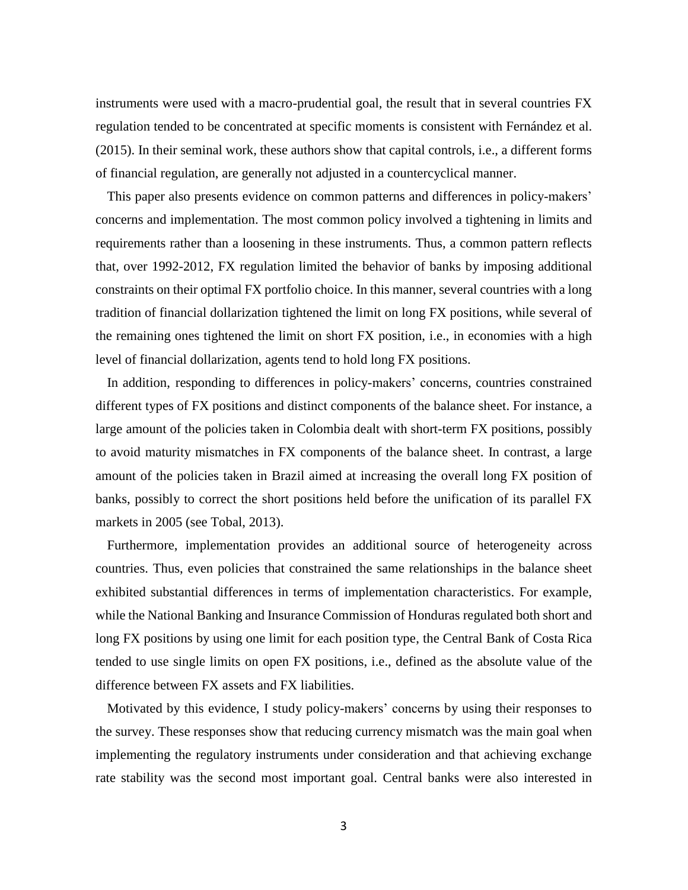instruments were used with a macro-prudential goal, the result that in several countries FX regulation tended to be concentrated at specific moments is consistent with Fernández et al. (2015). In their seminal work, these authors show that capital controls, i.e., a different forms of financial regulation, are generally not adjusted in a countercyclical manner.

This paper also presents evidence on common patterns and differences in policy-makers' concerns and implementation. The most common policy involved a tightening in limits and requirements rather than a loosening in these instruments. Thus, a common pattern reflects that, over 1992-2012, FX regulation limited the behavior of banks by imposing additional constraints on their optimal FX portfolio choice. In this manner, several countries with a long tradition of financial dollarization tightened the limit on long FX positions, while several of the remaining ones tightened the limit on short FX position, i.e., in economies with a high level of financial dollarization, agents tend to hold long FX positions.

In addition, responding to differences in policy-makers' concerns, countries constrained different types of FX positions and distinct components of the balance sheet. For instance, a large amount of the policies taken in Colombia dealt with short-term FX positions, possibly to avoid maturity mismatches in FX components of the balance sheet. In contrast, a large amount of the policies taken in Brazil aimed at increasing the overall long FX position of banks, possibly to correct the short positions held before the unification of its parallel FX markets in 2005 (see Tobal, 2013).

Furthermore, implementation provides an additional source of heterogeneity across countries. Thus, even policies that constrained the same relationships in the balance sheet exhibited substantial differences in terms of implementation characteristics. For example, while the National Banking and Insurance Commission of Honduras regulated both short and long FX positions by using one limit for each position type, the Central Bank of Costa Rica tended to use single limits on open FX positions, i.e., defined as the absolute value of the difference between FX assets and FX liabilities.

Motivated by this evidence, I study policy-makers' concerns by using their responses to the survey. These responses show that reducing currency mismatch was the main goal when implementing the regulatory instruments under consideration and that achieving exchange rate stability was the second most important goal. Central banks were also interested in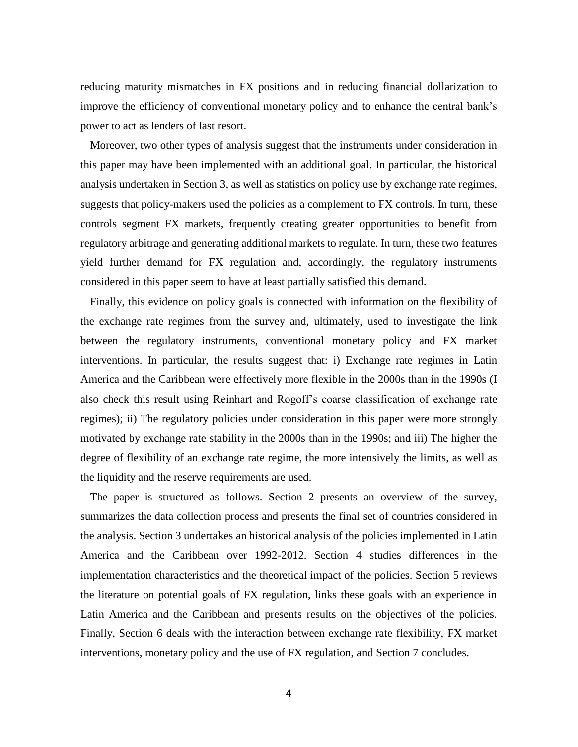reducing maturity mismatches in FX positions and in reducing financial dollarization to improve the efficiency of conventional monetary policy and to enhance the central bank's power to act as lenders of last resort.

Moreover, two other types of analysis suggest that the instruments under consideration in this paper may have been implemented with an additional goal. In particular, the historical analysis undertaken in Section 3, as well as statistics on policy use by exchange rate regimes, suggests that policy-makers used the policies as a complement to FX controls. In turn, these controls segment FX markets, frequently creating greater opportunities to benefit from regulatory arbitrage and generating additional markets to regulate. In turn, these two features yield further demand for FX regulation and, accordingly, the regulatory instruments considered in this paper seem to have at least partially satisfied this demand.

Finally, this evidence on policy goals is connected with information on the flexibility of the exchange rate regimes from the survey and, ultimately, used to investigate the link between the regulatory instruments, conventional monetary policy and FX market interventions. In particular, the results suggest that: i) Exchange rate regimes in Latin America and the Caribbean were effectively more flexible in the 2000s than in the 1990s (I also check this result using Reinhart and Rogoff's coarse classification of exchange rate regimes); ii) The regulatory policies under consideration in this paper were more strongly motivated by exchange rate stability in the 2000s than in the 1990s; and iii) The higher the degree of flexibility of an exchange rate regime, the more intensively the limits, as well as the liquidity and the reserve requirements are used.

The paper is structured as follows. Section 2 presents an overview of the survey, summarizes the data collection process and presents the final set of countries considered in the analysis. Section 3 undertakes an historical analysis of the policies implemented in Latin America and the Caribbean over 1992-2012. Section 4 studies differences in the implementation characteristics and the theoretical impact of the policies. Section 5 reviews the literature on potential goals of FX regulation, links these goals with an experience in Latin America and the Caribbean and presents results on the objectives of the policies. Finally, Section 6 deals with the interaction between exchange rate flexibility, FX market interventions, monetary policy and the use of FX regulation, and Section 7 concludes.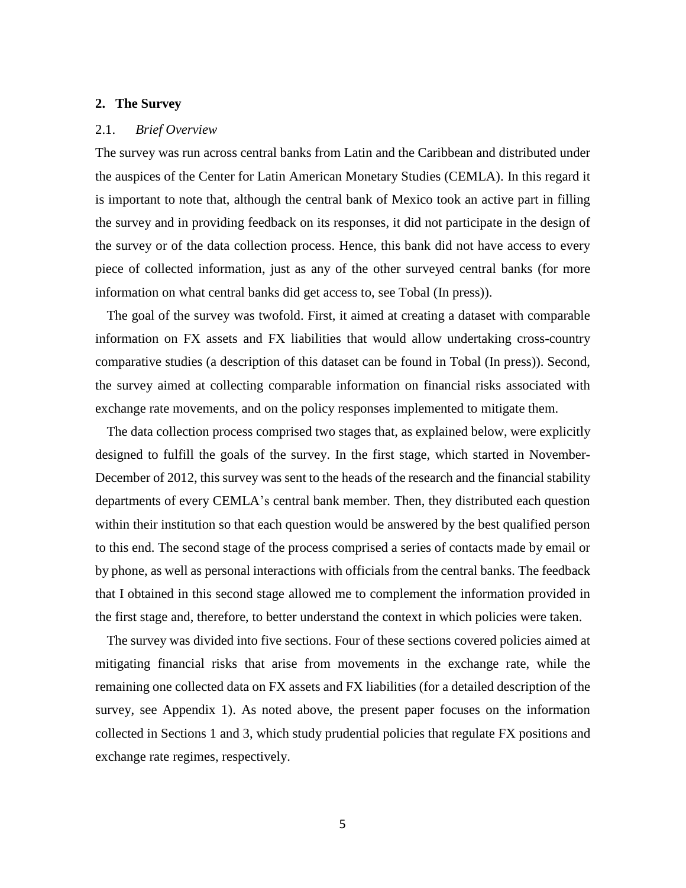## 2. The Survey

### 2.1. *Brief Overview*

The survey was run across central banks from Latin and the Caribbean and distributed under the auspices of the Center for Latin American Monetary Studies (CEMLA). In this regard it is important to note that, although the central bank of Mexico took an active part in filling the survey and in providing feedback on its responses, it did not participate in the design of the survey or of the data collection process. Hence, this bank did not have access to every piece of collected information, just as any of the other surveyed central banks (for more information on what central banks did get access to, see Tobal (In press)).

The goal of the survey was twofold. First, it aimed at creating a dataset with comparable information on FX assets and FX liabilities that would allow undertaking cross-country comparative studies (a description of this dataset can be found in Tobal (In press)). Second, the survey aimed at collecting comparable information on financial risks associated with exchange rate movements, and on the policy responses implemented to mitigate them.

The data collection process comprised two stages that, as explained below, were explicitly designed to fulfill the goals of the survey. In the first stage, which started in November-December of 2012, this survey was sent to the heads of the research and the financial stability departments of every CEMLA's central bank member. Then, they distributed each question within their institution so that each question would be answered by the best qualified person to this end. The second stage of the process comprised a series of contacts made by email or by phone, as well as personal interactions with officials from the central banks. The feedback that I obtained in this second stage allowed me to complement the information provided in the first stage and, therefore, to better understand the context in which policies were taken.

The survey was divided into five sections. Four of these sections covered policies aimed at mitigating financial risks that arise from movements in the exchange rate, while the remaining one collected data on FX assets and FX liabilities (for a detailed description of the survey, see Appendix 1). As noted above, the present paper focuses on the information collected in Sections 1 and 3, which study prudential policies that regulate FX positions and exchange rate regimes, respectively.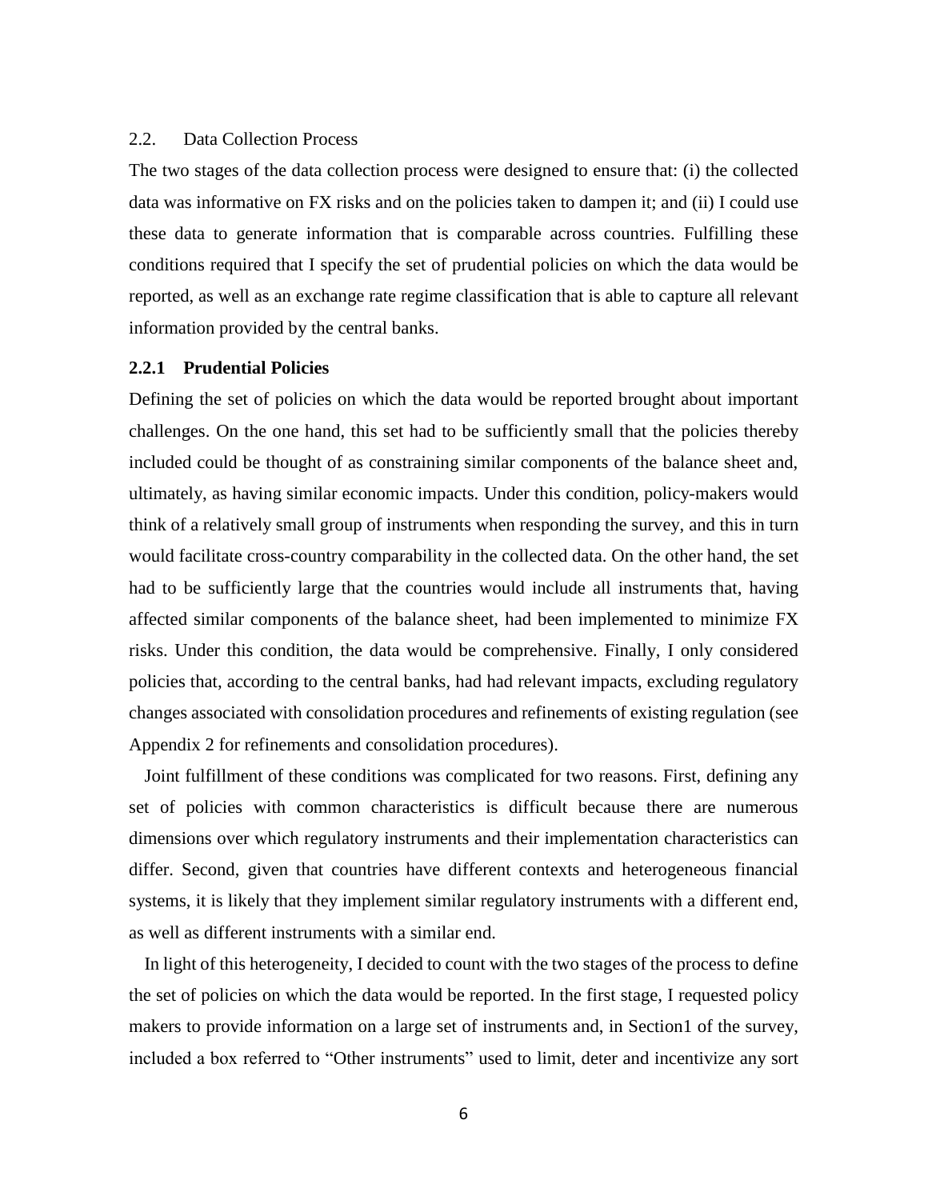### 2.2. Data Collection Process

The two stages of the data collection process were designed to ensure that: (i) the collected data was informative on FX risks and on the policies taken to dampen it; and (ii) I could use these data to generate information that is comparable across countries. Fulfilling these conditions required that I specify the set of prudential policies on which the data would be reported, as well as an exchange rate regime classification that is able to capture all relevant information provided by the central banks.

#### 2.2.1 Prudential Policies

Defining the set of policies on which the data would be reported brought about important challenges. On the one hand, this set had to be sufficiently small that the policies thereby included could be thought of as constraining similar components of the balance sheet and, ultimately, as having similar economic impacts. Under this condition, policy-makers would think of a relatively small group of instruments when responding the survey, and this in turn would facilitate cross-country comparability in the collected data. On the other hand, the set had to be sufficiently large that the countries would include all instruments that, having affected similar components of the balance sheet, had been implemented to minimize FX risks. Under this condition, the data would be comprehensive. Finally, I only considered policies that, according to the central banks, had had relevant impacts, excluding regulatory changes associated with consolidation procedures and refinements of existing regulation (see Appendix 2 for refinements and consolidation procedures).

Joint fulfillment of these conditions was complicated for two reasons. First, defining any set of policies with common characteristics is difficult because there are numerous dimensions over which regulatory instruments and their implementation characteristics can differ. Second, given that countries have different contexts and heterogeneous financial systems, it is likely that they implement similar regulatory instruments with a different end, as well as different instruments with a similar end.

In light of this heterogeneity, I decided to count with the two stages of the process to define the set of policies on which the data would be reported. In the first stage, I requested policy makers to provide information on a large set of instruments and, in Section1 of the survey, included a box referred to "Other instruments" used to limit, deter and incentivize any sort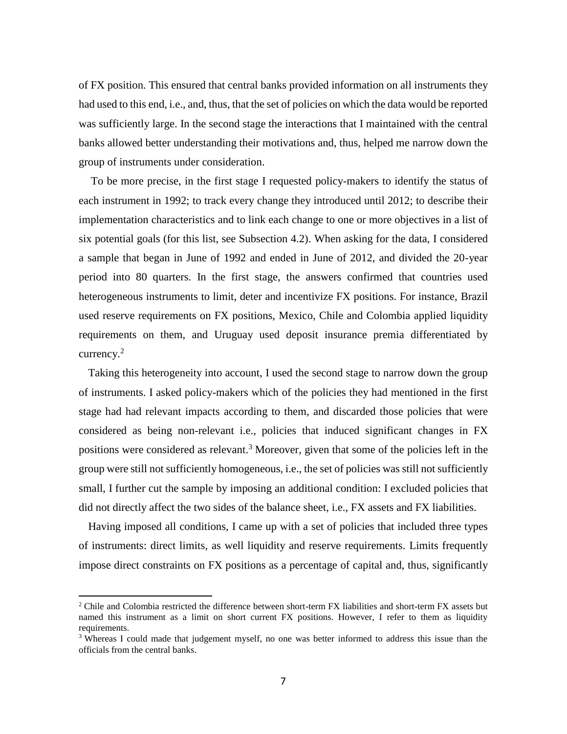of FX position. This ensured that central banks provided information on all instruments they had used to this end, i.e., and, thus, that the set of policies on which the data would be reported was sufficiently large. In the second stage the interactions that I maintained with the central banks allowed better understanding their motivations and, thus, helped me narrow down the group of instruments under consideration.

To be more precise, in the first stage I requested policy-makers to identify the status of each instrument in 1992; to track every change they introduced until 2012; to describe their implementation characteristics and to link each change to one or more objectives in a list of six potential goals (for this list, see Subsection 4.2). When asking for the data, I considered a sample that began in June of 1992 and ended in June of 2012, and divided the 20-year period into 80 quarters. In the first stage, the answers confirmed that countries used heterogeneous instruments to limit, deter and incentivize FX positions. For instance, Brazil used reserve requirements on FX positions, Mexico, Chile and Colombia applied liquidity requirements on them, and Uruguay used deposit insurance premia differentiated by currency.[2]

Taking this heterogeneity into account, I used the second stage to narrow down the group of instruments. I asked policy-makers which of the policies they had mentioned in the first stage had had relevant impacts according to them, and discarded those policies that were considered as being non-relevant i.e., policies that induced significant changes in FX positions were considered as relevant.[3] Moreover, given that some of the policies left in the group were still not sufficiently homogeneous, i.e., the set of policies was still not sufficiently small, I further cut the sample by imposing an additional condition: I excluded policies that did not directly affect the two sides of the balance sheet, i.e., FX assets and FX liabilities.

Having imposed all conditions, I came up with a set of policies that included three types of instruments: direct limits, as well liquidity and reserve requirements. Limits frequently impose direct constraints on FX positions as a percentage of capital and, thus, significantly

---

[2] Chile and Colombia restricted the difference between short-term FX liabilities and short-term FX assets but named this instrument as a limit on short current FX positions. However, I refer to them as liquidity requirements.

[3] Whereas I could made that judgement myself, no one was better informed to address this issue than the officials from the central banks.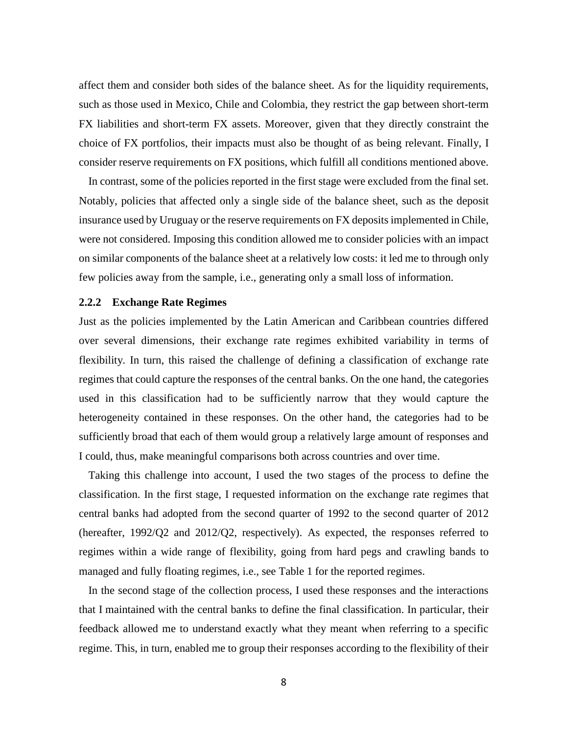affect them and consider both sides of the balance sheet. As for the liquidity requirements, such as those used in Mexico, Chile and Colombia, they restrict the gap between short-term FX liabilities and short-term FX assets. Moreover, given that they directly constraint the choice of FX portfolios, their impacts must also be thought of as being relevant. Finally, I consider reserve requirements on FX positions, which fulfill all conditions mentioned above.

In contrast, some of the policies reported in the first stage were excluded from the final set. Notably, policies that affected only a single side of the balance sheet, such as the deposit insurance used by Uruguay or the reserve requirements on FX deposits implemented in Chile, were not considered. Imposing this condition allowed me to consider policies with an impact on similar components of the balance sheet at a relatively low costs: it led me to through only few policies away from the sample, i.e., generating only a small loss of information.

### 2.2.2 Exchange Rate Regimes

Just as the policies implemented by the Latin American and Caribbean countries differed over several dimensions, their exchange rate regimes exhibited variability in terms of flexibility. In turn, this raised the challenge of defining a classification of exchange rate regimes that could capture the responses of the central banks. On the one hand, the categories used in this classification had to be sufficiently narrow that they would capture the heterogeneity contained in these responses. On the other hand, the categories had to be sufficiently broad that each of them would group a relatively large amount of responses and I could, thus, make meaningful comparisons both across countries and over time.

Taking this challenge into account, I used the two stages of the process to define the classification. In the first stage, I requested information on the exchange rate regimes that central banks had adopted from the second quarter of 1992 to the second quarter of 2012 (hereafter, 1992/Q2 and 2012/Q2, respectively). As expected, the responses referred to regimes within a wide range of flexibility, going from hard pegs and crawling bands to managed and fully floating regimes, i.e., see Table 1 for the reported regimes.

In the second stage of the collection process, I used these responses and the interactions that I maintained with the central banks to define the final classification. In particular, their feedback allowed me to understand exactly what they meant when referring to a specific regime. This, in turn, enabled me to group their responses according to the flexibility of their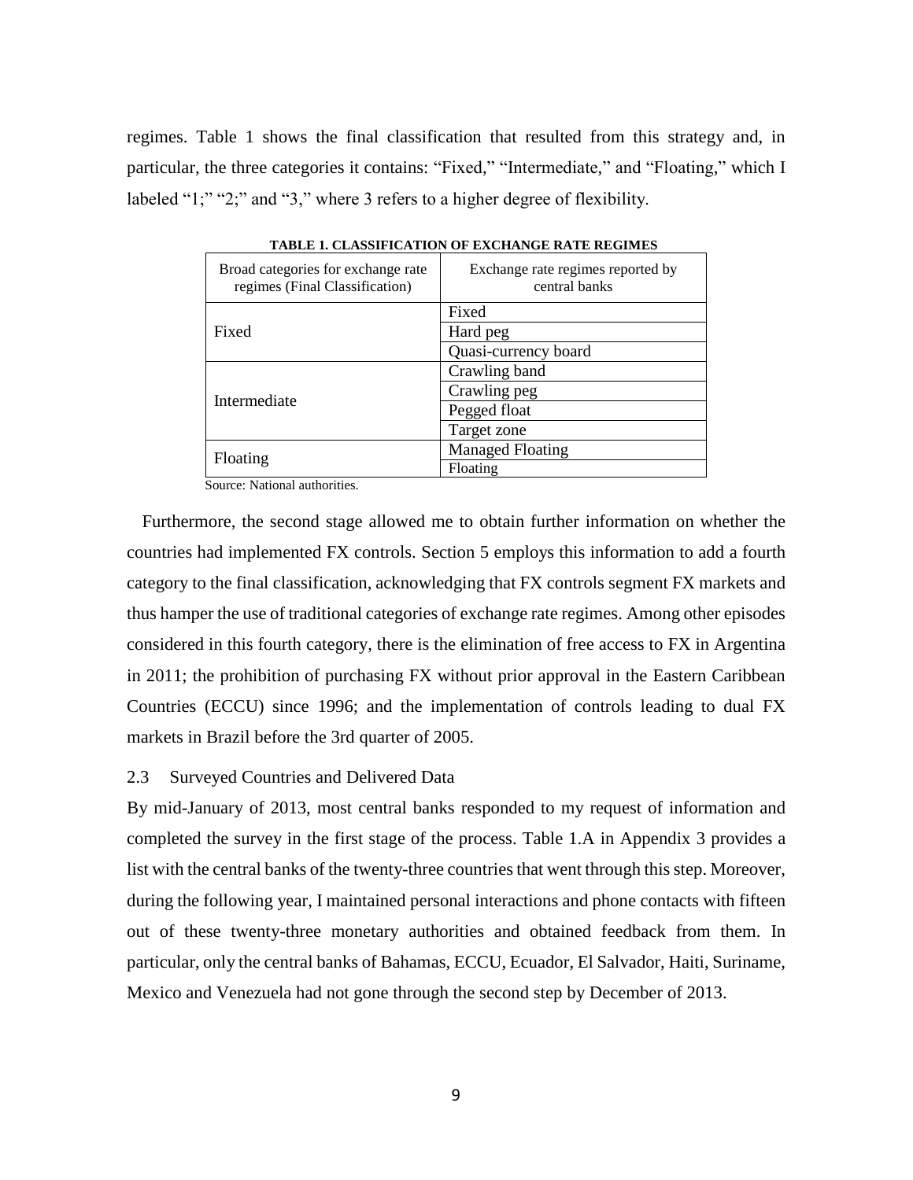regimes. Table 1 shows the final classification that resulted from this strategy and, in particular, the three categories it contains: "Fixed," "Intermediate," and "Floating," which I labeled "1;" "2;" and "3," where 3 refers to a higher degree of flexibility.

**TABLE 1. CLASSIFICATION OF EXCHANGE RATE REGIMES**

| Broad categories for exchange rate regimes (Final Classification) | Exchange rate regimes reported by central banks |
|---|---|
| Fixed | Fixed |
| | Hard peg |
| | Quasi-currency board |
| Intermediate | Crawling band |
| | Crawling peg |
| | Pegged float |
| | Target zone |
| Floating | Managed Floating |
| | Floating |

Source: National authorities.

Furthermore, the second stage allowed me to obtain further information on whether the countries had implemented FX controls. Section 5 employs this information to add a fourth category to the final classification, acknowledging that FX controls segment FX markets and thus hamper the use of traditional categories of exchange rate regimes. Among other episodes considered in this fourth category, there is the elimination of free access to FX in Argentina in 2011; the prohibition of purchasing FX without prior approval in the Eastern Caribbean Countries (ECCU) since 1996; and the implementation of controls leading to dual FX markets in Brazil before the 3rd quarter of 2005.

## 2.3 Surveyed Countries and Delivered Data

By mid-January of 2013, most central banks responded to my request of information and completed the survey in the first stage of the process. Table 1.A in Appendix 3 provides a list with the central banks of the twenty-three countries that went through this step. Moreover, during the following year, I maintained personal interactions and phone contacts with fifteen out of these twenty-three monetary authorities and obtained feedback from them. In particular, only the central banks of Bahamas, ECCU, Ecuador, El Salvador, Haiti, Suriname, Mexico and Venezuela had not gone through the second step by December of 2013.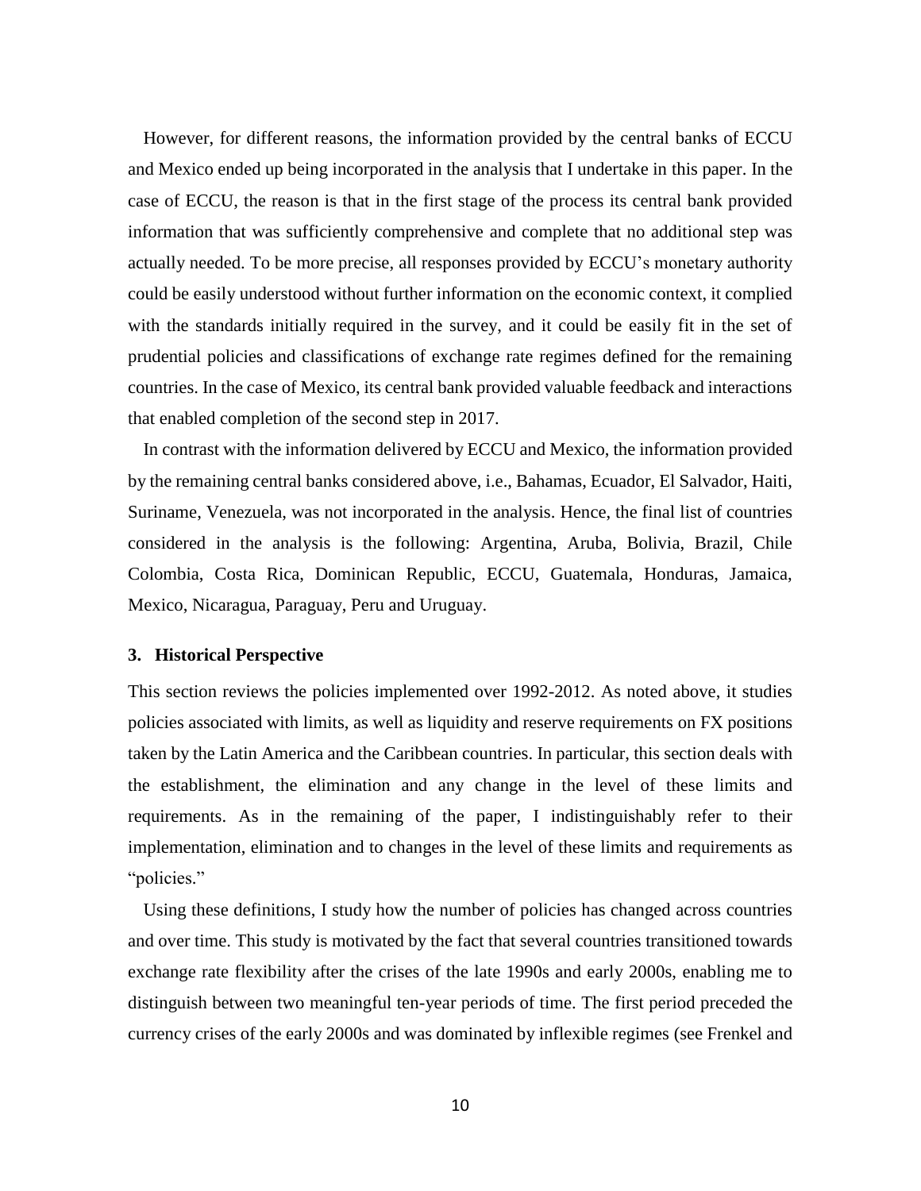However, for different reasons, the information provided by the central banks of ECCU and Mexico ended up being incorporated in the analysis that I undertake in this paper. In the case of ECCU, the reason is that in the first stage of the process its central bank provided information that was sufficiently comprehensive and complete that no additional step was actually needed. To be more precise, all responses provided by ECCU's monetary authority could be easily understood without further information on the economic context, it complied with the standards initially required in the survey, and it could be easily fit in the set of prudential policies and classifications of exchange rate regimes defined for the remaining countries. In the case of Mexico, its central bank provided valuable feedback and interactions that enabled completion of the second step in 2017.

In contrast with the information delivered by ECCU and Mexico, the information provided by the remaining central banks considered above, i.e., Bahamas, Ecuador, El Salvador, Haiti, Suriname, Venezuela, was not incorporated in the analysis. Hence, the final list of countries considered in the analysis is the following: Argentina, Aruba, Bolivia, Brazil, Chile Colombia, Costa Rica, Dominican Republic, ECCU, Guatemala, Honduras, Jamaica, Mexico, Nicaragua, Paraguay, Peru and Uruguay.

## 3. Historical Perspective

This section reviews the policies implemented over 1992-2012. As noted above, it studies policies associated with limits, as well as liquidity and reserve requirements on FX positions taken by the Latin America and the Caribbean countries. In particular, this section deals with the establishment, the elimination and any change in the level of these limits and requirements. As in the remaining of the paper, I indistinguishably refer to their implementation, elimination and to changes in the level of these limits and requirements as "policies."

Using these definitions, I study how the number of policies has changed across countries and over time. This study is motivated by the fact that several countries transitioned towards exchange rate flexibility after the crises of the late 1990s and early 2000s, enabling me to distinguish between two meaningful ten-year periods of time. The first period preceded the currency crises of the early 2000s and was dominated by inflexible regimes (see Frenkel and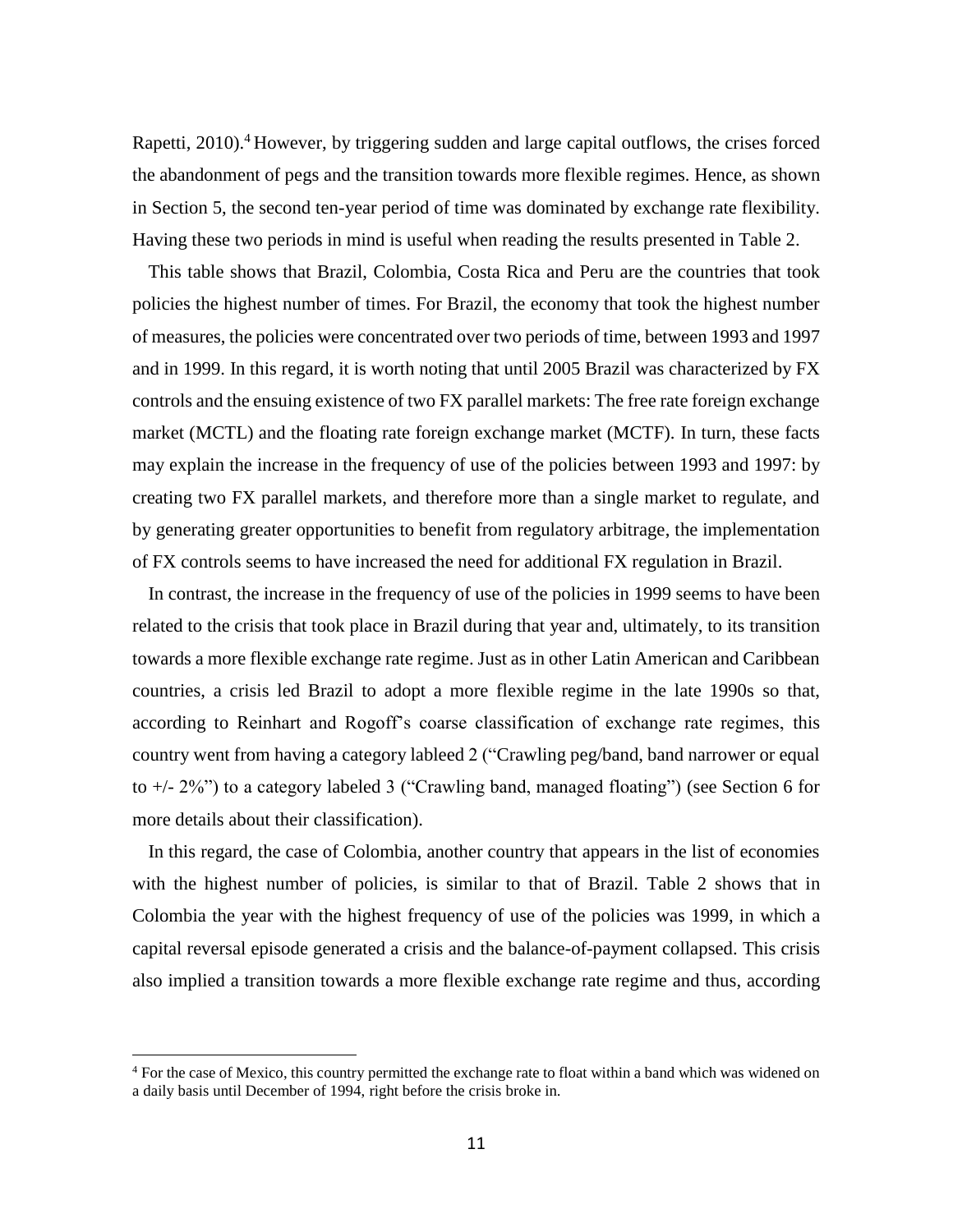Rapetti, 2010).[4] However, by triggering sudden and large capital outflows, the crises forced the abandonment of pegs and the transition towards more flexible regimes. Hence, as shown in Section 5, the second ten-year period of time was dominated by exchange rate flexibility. Having these two periods in mind is useful when reading the results presented in Table 2.

This table shows that Brazil, Colombia, Costa Rica and Peru are the countries that took policies the highest number of times. For Brazil, the economy that took the highest number of measures, the policies were concentrated over two periods of time, between 1993 and 1997 and in 1999. In this regard, it is worth noting that until 2005 Brazil was characterized by FX controls and the ensuing existence of two FX parallel markets: The free rate foreign exchange market (MCTL) and the floating rate foreign exchange market (MCTF). In turn, these facts may explain the increase in the frequency of use of the policies between 1993 and 1997: by creating two FX parallel markets, and therefore more than a single market to regulate, and by generating greater opportunities to benefit from regulatory arbitrage, the implementation of FX controls seems to have increased the need for additional FX regulation in Brazil.

In contrast, the increase in the frequency of use of the policies in 1999 seems to have been related to the crisis that took place in Brazil during that year and, ultimately, to its transition towards a more flexible exchange rate regime. Just as in other Latin American and Caribbean countries, a crisis led Brazil to adopt a more flexible regime in the late 1990s so that, according to Reinhart and Rogoff's coarse classification of exchange rate regimes, this country went from having a category lableed 2 ("Crawling peg/band, band narrower or equal to +/- 2%") to a category labeled 3 ("Crawling band, managed floating") (see Section 6 for more details about their classification).

In this regard, the case of Colombia, another country that appears in the list of economies with the highest number of policies, is similar to that of Brazil. Table 2 shows that in Colombia the year with the highest frequency of use of the policies was 1999, in which a capital reversal episode generated a crisis and the balance-of-payment collapsed. This crisis also implied a transition towards a more flexible exchange rate regime and thus, according

[4] For the case of Mexico, this country permitted the exchange rate to float within a band which was widened on a daily basis until December of 1994, right before the crisis broke in.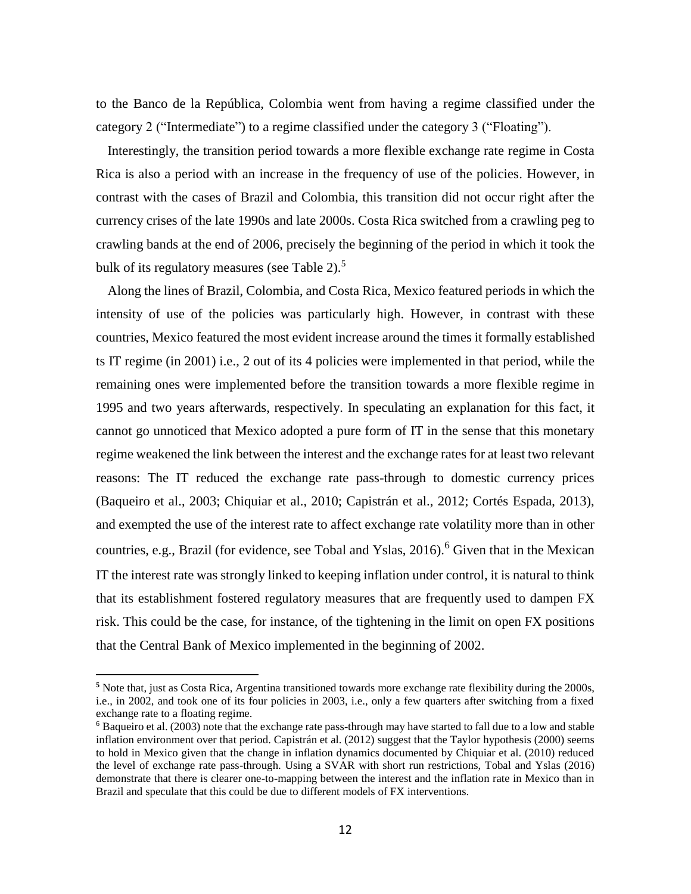to the Banco de la República, Colombia went from having a regime classified under the category 2 ("Intermediate") to a regime classified under the category 3 ("Floating").

Interestingly, the transition period towards a more flexible exchange rate regime in Costa Rica is also a period with an increase in the frequency of use of the policies. However, in contrast with the cases of Brazil and Colombia, this transition did not occur right after the currency crises of the late 1990s and late 2000s. Costa Rica switched from a crawling peg to crawling bands at the end of 2006, precisely the beginning of the period in which it took the bulk of its regulatory measures (see Table 2).[5]

Along the lines of Brazil, Colombia, and Costa Rica, Mexico featured periods in which the intensity of use of the policies was particularly high. However, in contrast with these countries, Mexico featured the most evident increase around the times it formally established ts IT regime (in 2001) i.e., 2 out of its 4 policies were implemented in that period, while the remaining ones were implemented before the transition towards a more flexible regime in 1995 and two years afterwards, respectively. In speculating an explanation for this fact, it cannot go unnoticed that Mexico adopted a pure form of IT in the sense that this monetary regime weakened the link between the interest and the exchange rates for at least two relevant reasons: The IT reduced the exchange rate pass-through to domestic currency prices (Baqueiro et al., 2003; Chiquiar et al., 2010; Capistrán et al., 2012; Cortés Espada, 2013), and exempted the use of the interest rate to affect exchange rate volatility more than in other countries, e.g., Brazil (for evidence, see Tobal and Yslas, 2016).[6] Given that in the Mexican IT the interest rate was strongly linked to keeping inflation under control, it is natural to think that its establishment fostered regulatory measures that are frequently used to dampen FX risk. This could be the case, for instance, of the tightening in the limit on open FX positions that the Central Bank of Mexico implemented in the beginning of 2002.

[5] Note that, just as Costa Rica, Argentina transitioned towards more exchange rate flexibility during the 2000s, i.e., in 2002, and took one of its four policies in 2003, i.e., only a few quarters after switching from a fixed exchange rate to a floating regime.

[6] Baqueiro et al. (2003) note that the exchange rate pass-through may have started to fall due to a low and stable inflation environment over that period. Capistrán et al. (2012) suggest that the Taylor hypothesis (2000) seems to hold in Mexico given that the change in inflation dynamics documented by Chiquiar et al. (2010) reduced the level of exchange rate pass-through. Using a SVAR with short run restrictions, Tobal and Yslas (2016) demonstrate that there is clearer one-to-mapping between the interest and the inflation rate in Mexico than in Brazil and speculate that this could be due to different models of FX interventions.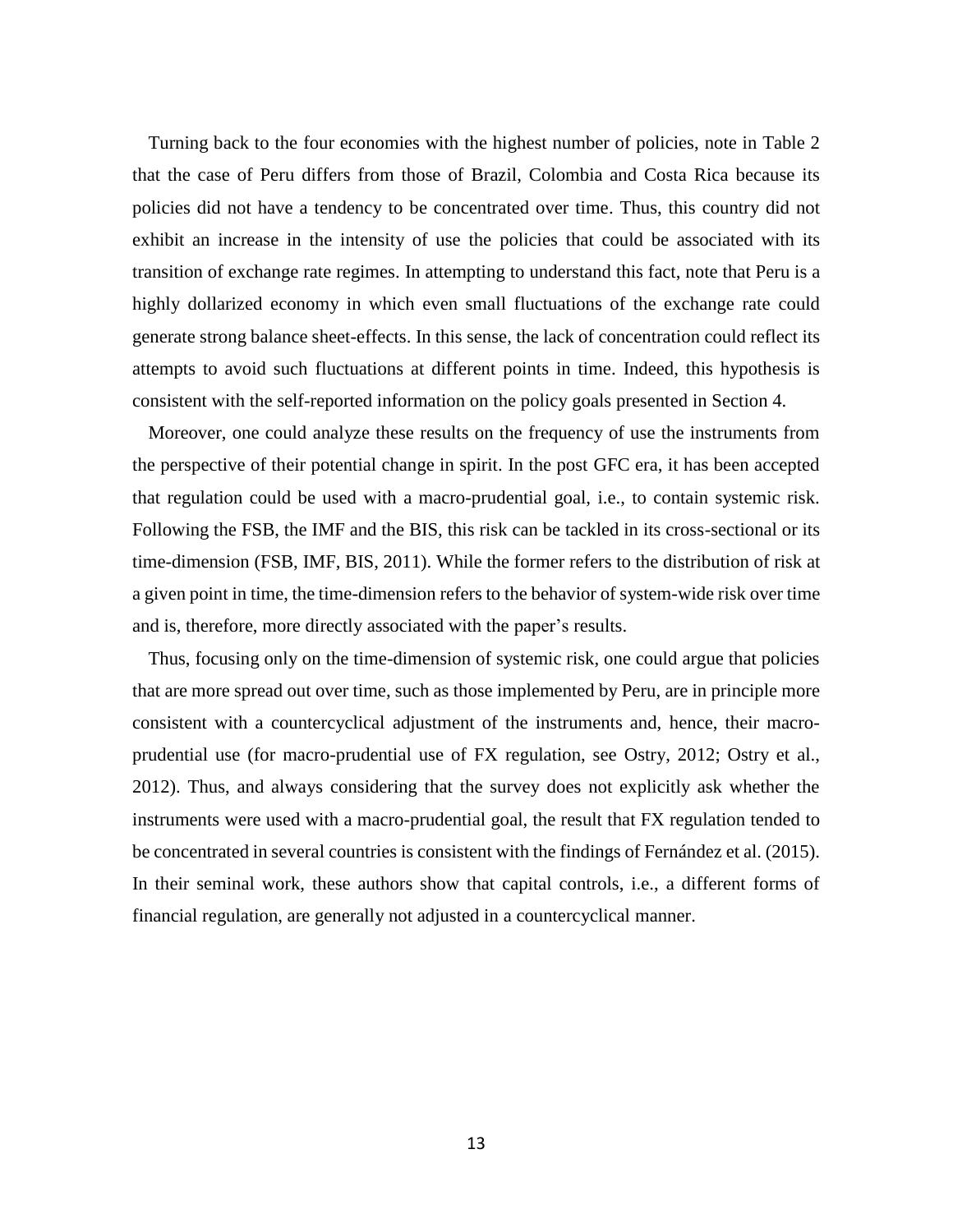Turning back to the four economies with the highest number of policies, note in Table 2 that the case of Peru differs from those of Brazil, Colombia and Costa Rica because its policies did not have a tendency to be concentrated over time. Thus, this country did not exhibit an increase in the intensity of use the policies that could be associated with its transition of exchange rate regimes. In attempting to understand this fact, note that Peru is a highly dollarized economy in which even small fluctuations of the exchange rate could generate strong balance sheet-effects. In this sense, the lack of concentration could reflect its attempts to avoid such fluctuations at different points in time. Indeed, this hypothesis is consistent with the self-reported information on the policy goals presented in Section 4.

Moreover, one could analyze these results on the frequency of use the instruments from the perspective of their potential change in spirit. In the post GFC era, it has been accepted that regulation could be used with a macro-prudential goal, i.e., to contain systemic risk. Following the FSB, the IMF and the BIS, this risk can be tackled in its cross-sectional or its time-dimension (FSB, IMF, BIS, 2011). While the former refers to the distribution of risk at a given point in time, the time-dimension refers to the behavior of system-wide risk over time and is, therefore, more directly associated with the paper's results.

Thus, focusing only on the time-dimension of systemic risk, one could argue that policies that are more spread out over time, such as those implemented by Peru, are in principle more consistent with a countercyclical adjustment of the instruments and, hence, their macro-prudential use (for macro-prudential use of FX regulation, see Ostry, 2012; Ostry et al., 2012). Thus, and always considering that the survey does not explicitly ask whether the instruments were used with a macro-prudential goal, the result that FX regulation tended to be concentrated in several countries is consistent with the findings of Fernández et al. (2015). In their seminal work, these authors show that capital controls, i.e., a different forms of financial regulation, are generally not adjusted in a countercyclical manner.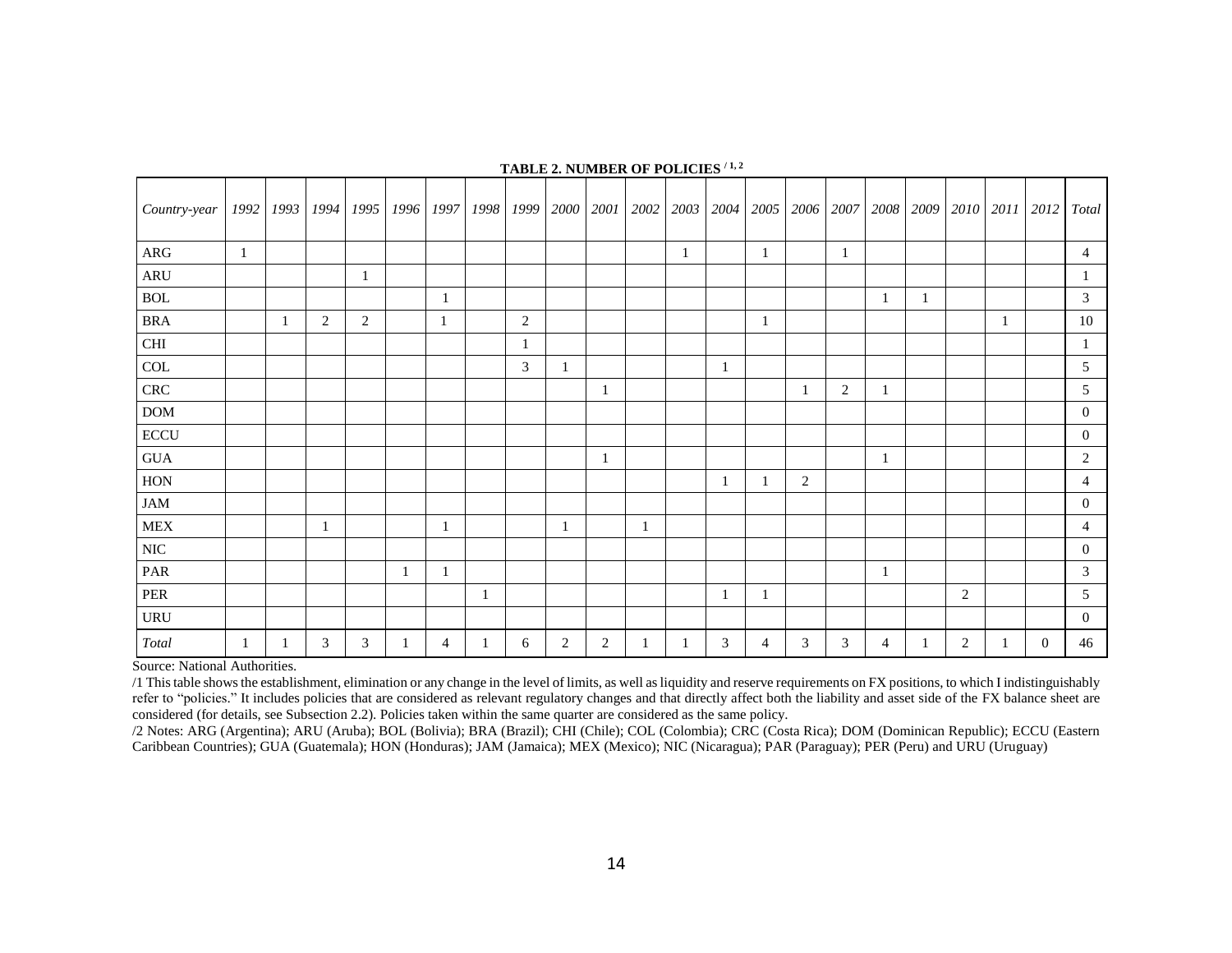**TABLE 2. NUMBER OF POLICIES [1, 2]**

| *Country-year* | *1992* | *1993* | *1994* | *1995* | *1996* | *1997* | *1998* | *1999* | *2000* | *2001* | *2002* | *2003* | *2004* | *2005* | *2006* | *2007* | *2008* | *2009* | *2010* | *2011* | *2012* | *Total* |
|---|---|---|---|---|---|---|---|---|---|---|---|---|---|---|---|---|---|---|---|---|---|---|
| ARG | 1 | | | | | | | | | | | 1 | | 1 | | 1 | | | | | | 4 |
| ARU | | | | 1 | | | | | | | | | | | | | | | | | | 1 |
| BOL | | | | | | 1 | | | | | | | | | | | 1 | 1 | | | | 3 |
| BRA | | 1 | 2 | 2 | | 1 | | 2 | | | | | | 1 | | | | | | 1 | | 10 |
| CHI | | | | | | | | 1 | | | | | | | | | | | | | | 1 |
| COL | | | | | | | | 3 | 1 | | | | 1 | | | | | | | | | 5 |
| CRC | | | | | | | | | | 1 | | | | | 1 | 2 | 1 | | | | | 5 |
| DOM | | | | | | | | | | | | | | | | | | | | | | 0 |
| ECCU | | | | | | | | | | | | | | | | | | | | | | 0 |
| GUA | | | | | | | | | | 1 | | | | | | | 1 | | | | | 2 |
| HON | | | | | | | | | | | | | 1 | 1 | 2 | | | | | | | 4 |
| JAM | | | | | | | | | | | | | | | | | | | | | | 0 |
| MEX | | | 1 | | | 1 | | | 1 | | 1 | | | | | | | | | | | 4 |
| NIC | | | | | | | | | | | | | | | | | | | | | | 0 |
| PAR | | | | | 1 | 1 | | | | | | | | | | | 1 | | | | | 3 |
| PER | | | | | | | 1 | | | | | | 1 | 1 | | | | | 2 | | | 5 |
| URU | | | | | | | | | | | | | | | | | | | | | | 0 |
| *Total* | 1 | 1 | 3 | 3 | 1 | 4 | 1 | 6 | 2 | 2 | 1 | 1 | 3 | 4 | 3 | 3 | 4 | 1 | 2 | 1 | 0 | 46 |

Source: National Authorities.

/1 This table shows the establishment, elimination or any change in the level of limits, as well as liquidity and reserve requirements on FX positions, to which I indistinguishably refer to "policies." It includes policies that are considered as relevant regulatory changes and that directly affect both the liability and asset side of the FX balance sheet are considered (for details, see Subsection 2.2). Policies taken within the same quarter are considered as the same policy.

/2 Notes: ARG (Argentina); ARU (Aruba); BOL (Bolivia); BRA (Brazil); CHI (Chile); COL (Colombia); CRC (Costa Rica); DOM (Dominican Republic); ECCU (Eastern Caribbean Countries); GUA (Guatemala); HON (Honduras); JAM (Jamaica); MEX (Mexico); NIC (Nicaragua); PAR (Paraguay); PER (Peru) and URU (Uruguay)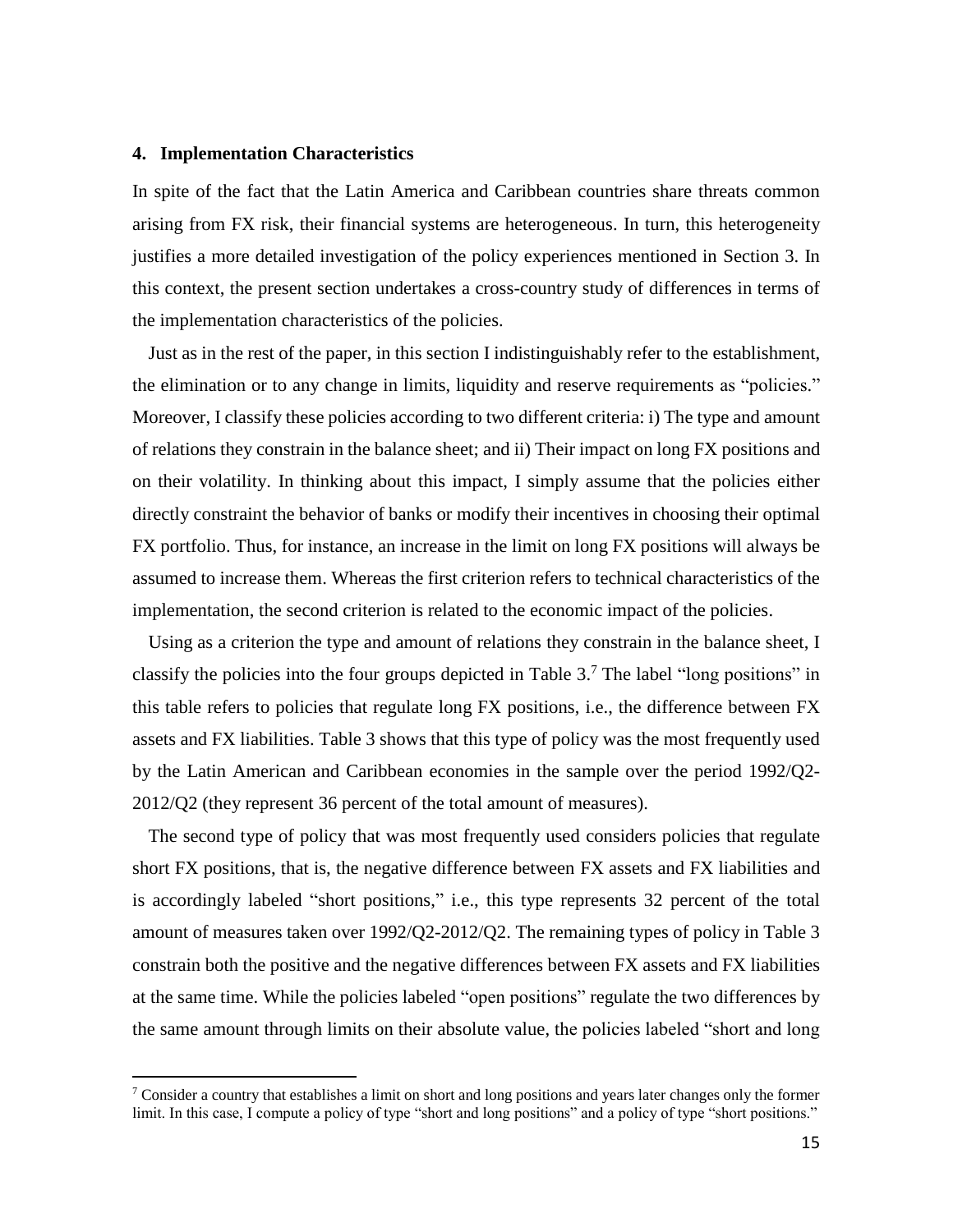## 4. Implementation Characteristics

In spite of the fact that the Latin America and Caribbean countries share threats common arising from FX risk, their financial systems are heterogeneous. In turn, this heterogeneity justifies a more detailed investigation of the policy experiences mentioned in Section 3. In this context, the present section undertakes a cross-country study of differences in terms of the implementation characteristics of the policies.

Just as in the rest of the paper, in this section I indistinguishably refer to the establishment, the elimination or to any change in limits, liquidity and reserve requirements as "policies." Moreover, I classify these policies according to two different criteria: i) The type and amount of relations they constrain in the balance sheet; and ii) Their impact on long FX positions and on their volatility. In thinking about this impact, I simply assume that the policies either directly constraint the behavior of banks or modify their incentives in choosing their optimal FX portfolio. Thus, for instance, an increase in the limit on long FX positions will always be assumed to increase them. Whereas the first criterion refers to technical characteristics of the implementation, the second criterion is related to the economic impact of the policies.

Using as a criterion the type and amount of relations they constrain in the balance sheet, I classify the policies into the four groups depicted in Table 3.[7] The label "long positions" in this table refers to policies that regulate long FX positions, i.e., the difference between FX assets and FX liabilities. Table 3 shows that this type of policy was the most frequently used by the Latin American and Caribbean economies in the sample over the period 1992/Q2-2012/Q2 (they represent 36 percent of the total amount of measures).

The second type of policy that was most frequently used considers policies that regulate short FX positions, that is, the negative difference between FX assets and FX liabilities and is accordingly labeled "short positions," i.e., this type represents 32 percent of the total amount of measures taken over 1992/Q2-2012/Q2. The remaining types of policy in Table 3 constrain both the positive and the negative differences between FX assets and FX liabilities at the same time. While the policies labeled "open positions" regulate the two differences by the same amount through limits on their absolute value, the policies labeled "short and long

[7] Consider a country that establishes a limit on short and long positions and years later changes only the former limit. In this case, I compute a policy of type "short and long positions" and a policy of type "short positions."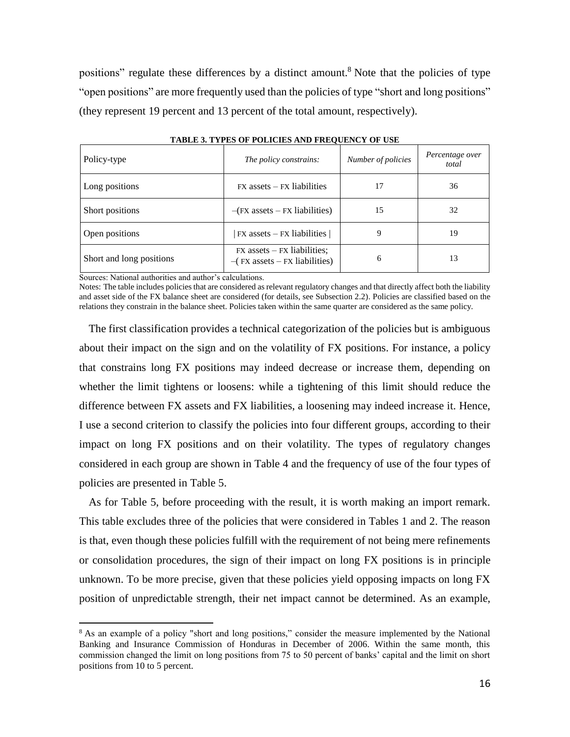positions" regulate these differences by a distinct amount.[8] Note that the policies of type "open positions" are more frequently used than the policies of type "short and long positions" (they represent 19 percent and 13 percent of the total amount, respectively).

**TABLE 3. TYPES OF POLICIES AND FREQUENCY OF USE**

| Policy-type | *The policy constrains:* | *Number of policies* | *Percentage over total* |
|---|---|---|---|
| Long positions | FX assets – FX liabilities | 17 | 36 |
| Short positions | –(FX assets – FX liabilities) | 15 | 32 |
| Open positions | \| FX assets – FX liabilities \| | 9 | 19 |
| Short and long positions | FX assets – FX liabilities; –( FX assets – FX liabilities) | 6 | 13 |

Sources: National authorities and author's calculations.
Notes: The table includes policies that are considered as relevant regulatory changes and that directly affect both the liability and asset side of the FX balance sheet are considered (for details, see Subsection 2.2). Policies are classified based on the relations they constrain in the balance sheet. Policies taken within the same quarter are considered as the same policy.

The first classification provides a technical categorization of the policies but is ambiguous about their impact on the sign and on the volatility of FX positions. For instance, a policy that constrains long FX positions may indeed decrease or increase them, depending on whether the limit tightens or loosens: while a tightening of this limit should reduce the difference between FX assets and FX liabilities, a loosening may indeed increase it. Hence, I use a second criterion to classify the policies into four different groups, according to their impact on long FX positions and on their volatility. The types of regulatory changes considered in each group are shown in Table 4 and the frequency of use of the four types of policies are presented in Table 5.

As for Table 5, before proceeding with the result, it is worth making an import remark. This table excludes three of the policies that were considered in Tables 1 and 2. The reason is that, even though these policies fulfill with the requirement of not being mere refinements or consolidation procedures, the sign of their impact on long FX positions is in principle unknown. To be more precise, given that these policies yield opposing impacts on long FX position of unpredictable strength, their net impact cannot be determined. As an example,

[8] As an example of a policy "short and long positions," consider the measure implemented by the National Banking and Insurance Commission of Honduras in December of 2006. Within the same month, this commission changed the limit on long positions from 75 to 50 percent of banks' capital and the limit on short positions from 10 to 5 percent.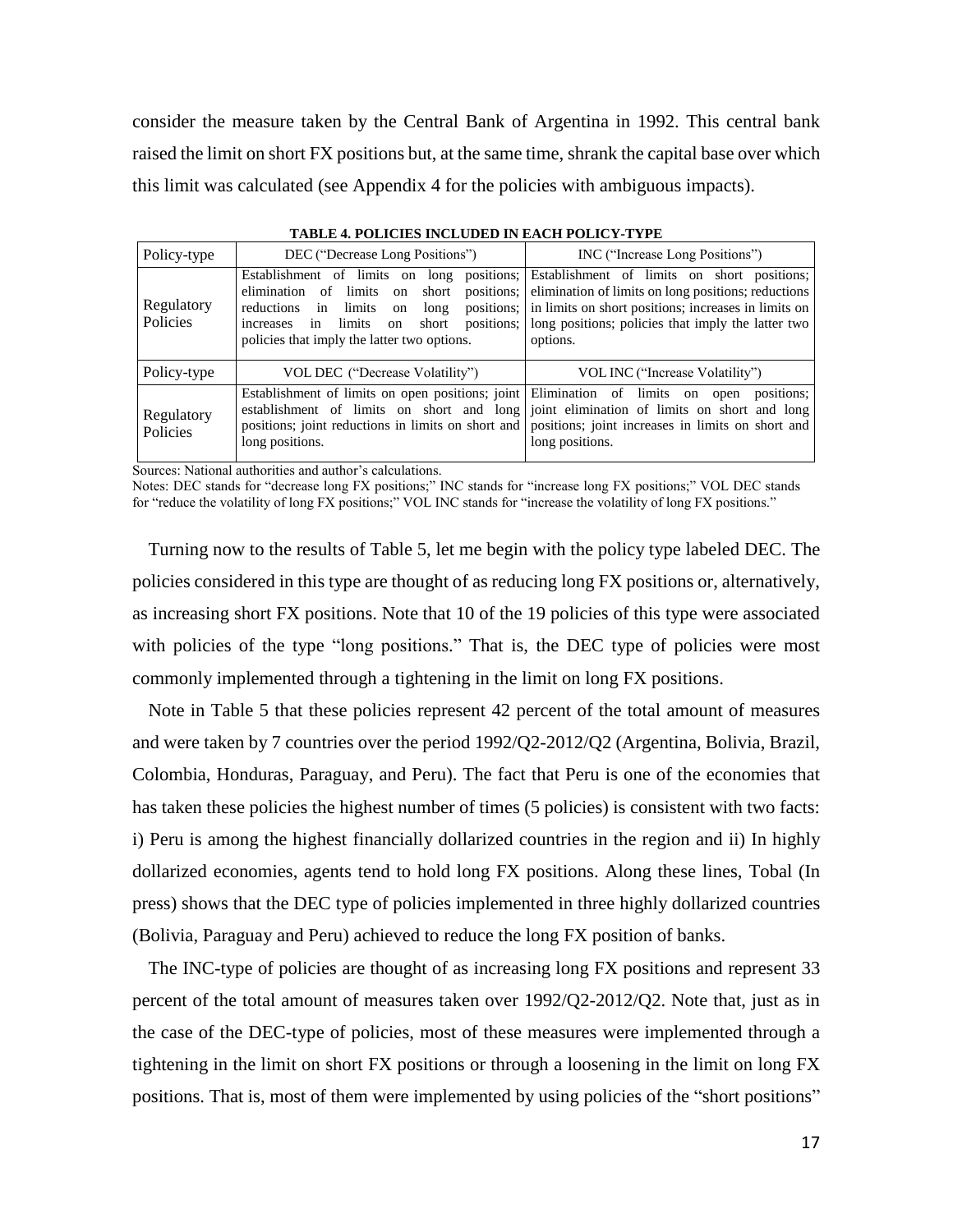consider the measure taken by the Central Bank of Argentina in 1992. This central bank raised the limit on short FX positions but, at the same time, shrank the capital base over which this limit was calculated (see Appendix 4 for the policies with ambiguous impacts).

**TABLE 4. POLICIES INCLUDED IN EACH POLICY-TYPE**

| Policy-type | DEC ("Decrease Long Positions") | INC ("Increase Long Positions") |
|---|---|---|
| Regulatory Policies | Establishment of limits on long positions; elimination of limits on short positions; reductions in limits on long positions; increases in limits on short positions; policies that imply the latter two options. | Establishment of limits on short positions; elimination of limits on long positions; reductions in limits on short positions; increases in limits on long positions; policies that imply the latter two options. |
| Policy-type | VOL DEC ("Decrease Volatility") | VOL INC ("Increase Volatility") |
| Regulatory Policies | Establishment of limits on open positions; joint establishment of limits on short and long positions; joint reductions in limits on short and long positions. | Elimination of limits on open positions; joint elimination of limits on short and long positions; joint increases in limits on short and long positions. |

Sources: National authorities and author's calculations.
Notes: DEC stands for "decrease long FX positions;" INC stands for "increase long FX positions;" VOL DEC stands for "reduce the volatility of long FX positions;" VOL INC stands for "increase the volatility of long FX positions."

Turning now to the results of Table 5, let me begin with the policy type labeled DEC. The policies considered in this type are thought of as reducing long FX positions or, alternatively, as increasing short FX positions. Note that 10 of the 19 policies of this type were associated with policies of the type "long positions." That is, the DEC type of policies were most commonly implemented through a tightening in the limit on long FX positions.

Note in Table 5 that these policies represent 42 percent of the total amount of measures and were taken by 7 countries over the period 1992/Q2-2012/Q2 (Argentina, Bolivia, Brazil, Colombia, Honduras, Paraguay, and Peru). The fact that Peru is one of the economies that has taken these policies the highest number of times (5 policies) is consistent with two facts: i) Peru is among the highest financially dollarized countries in the region and ii) In highly dollarized economies, agents tend to hold long FX positions. Along these lines, Tobal (In press) shows that the DEC type of policies implemented in three highly dollarized countries (Bolivia, Paraguay and Peru) achieved to reduce the long FX position of banks.

The INC-type of policies are thought of as increasing long FX positions and represent 33 percent of the total amount of measures taken over 1992/Q2-2012/Q2. Note that, just as in the case of the DEC-type of policies, most of these measures were implemented through a tightening in the limit on short FX positions or through a loosening in the limit on long FX positions. That is, most of them were implemented by using policies of the "short positions"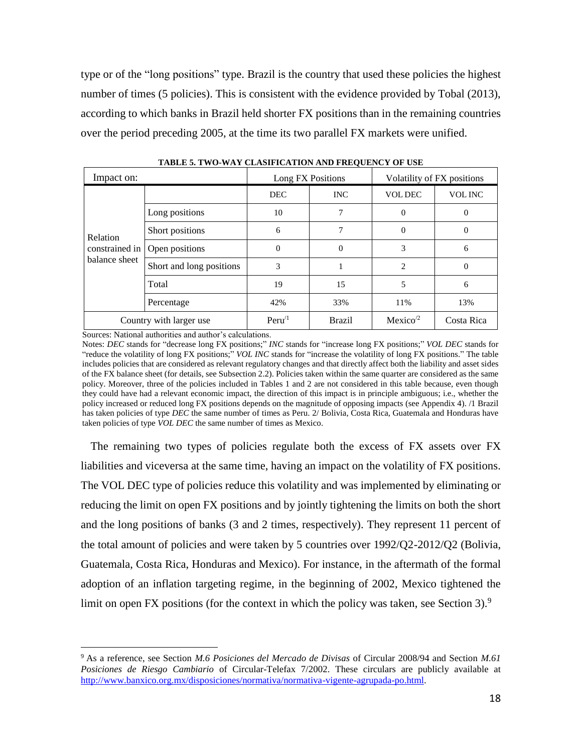type or of the "long positions" type. Brazil is the country that used these policies the highest number of times (5 policies). This is consistent with the evidence provided by Tobal (2013), according to which banks in Brazil held shorter FX positions than in the remaining countries over the period preceding 2005, at the time its two parallel FX markets were unified.

**TABLE 5. TWO-WAY CLASIFICATION AND FREQUENCY OF USE**

| Impact on: | | Long FX Positions | | Volatility of FX positions | |
|---|---|---|---|---|---|
| | | DEC | INC | VOL DEC | VOL INC |
| Relation constrained in balance sheet | Long positions | 10 | 7 | 0 | 0 |
| | Short positions | 6 | 7 | 0 | 0 |
| | Open positions | 0 | 0 | 3 | 6 |
| | Short and long positions | 3 | 1 | 2 | 0 |
| | Total | 19 | 15 | 5 | 6 |
| | Percentage | 42% | 33% | 11% | 13% |
| Country with larger use | | Peru[/1] | Brazil | Mexico[/2] | Costa Rica |

Sources: National authorities and author's calculations.

Notes: *DEC* stands for "decrease long FX positions;" *INC* stands for "increase long FX positions;" *VOL DEC* stands for "reduce the volatility of long FX positions;" *VOL INC* stands for "increase the volatility of long FX positions." The table includes policies that are considered as relevant regulatory changes and that directly affect both the liability and asset sides of the FX balance sheet (for details, see Subsection 2.2). Policies taken within the same quarter are considered as the same policy. Moreover, three of the policies included in Tables 1 and 2 are not considered in this table because, even though they could have had a relevant economic impact, the direction of this impact is in principle ambiguous; i.e., whether the policy increased or reduced long FX positions depends on the magnitude of opposing impacts (see Appendix 4). /1 Brazil has taken policies of type *DEC* the same number of times as Peru. 2/ Bolivia, Costa Rica, Guatemala and Honduras have taken policies of type *VOL DEC* the same number of times as Mexico.

The remaining two types of policies regulate both the excess of FX assets over FX liabilities and viceversa at the same time, having an impact on the volatility of FX positions. The VOL DEC type of policies reduce this volatility and was implemented by eliminating or reducing the limit on open FX positions and by jointly tightening the limits on both the short and the long positions of banks (3 and 2 times, respectively). They represent 11 percent of the total amount of policies and were taken by 5 countries over 1992/Q2-2012/Q2 (Bolivia, Guatemala, Costa Rica, Honduras and Mexico). For instance, in the aftermath of the formal adoption of an inflation targeting regime, in the beginning of 2002, Mexico tightened the limit on open FX positions (for the context in which the policy was taken, see Section 3).[9]

[9] As a reference, see Section *M.6 Posiciones del Mercado de Divisas* of Circular 2008/94 and Section *M.61 Posiciones de Riesgo Cambiario* of Circular-Telefax 7/2002. These circulars are publicly available at http://www.banxico.org.mx/disposiciones/normativa/normativa-vigente-agrupada-po.html.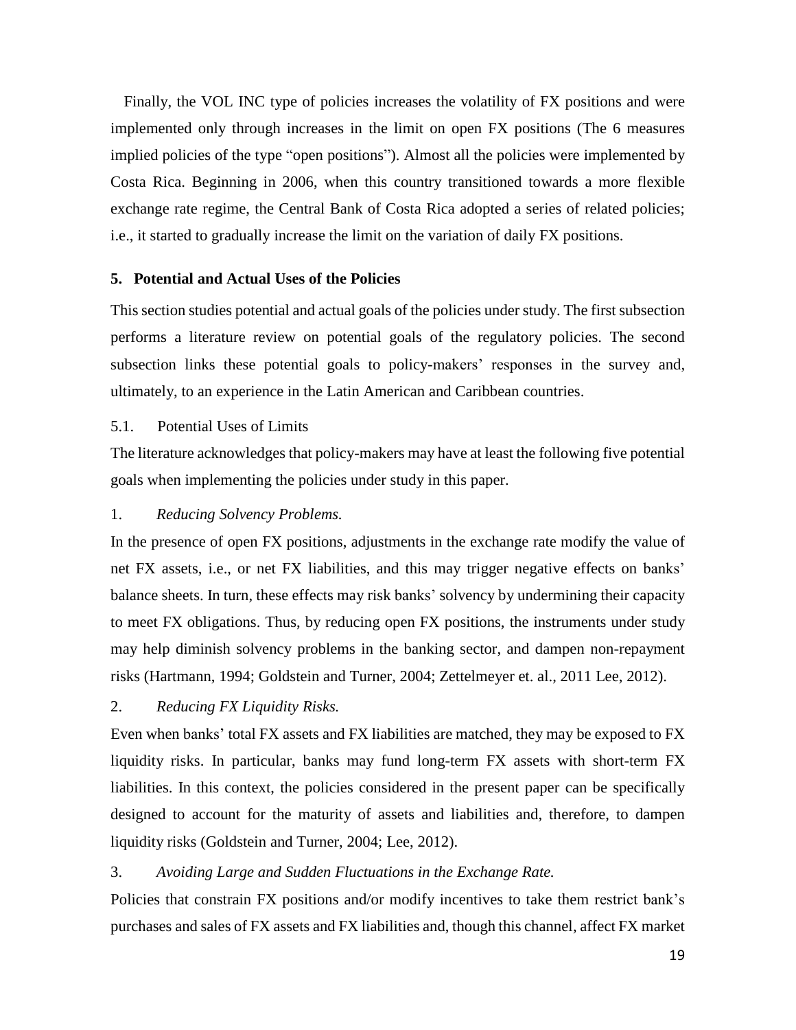Finally, the VOL INC type of policies increases the volatility of FX positions and were implemented only through increases in the limit on open FX positions (The 6 measures implied policies of the type "open positions"). Almost all the policies were implemented by Costa Rica. Beginning in 2006, when this country transitioned towards a more flexible exchange rate regime, the Central Bank of Costa Rica adopted a series of related policies; i.e., it started to gradually increase the limit on the variation of daily FX positions.

## 5. Potential and Actual Uses of the Policies

This section studies potential and actual goals of the policies under study. The first subsection performs a literature review on potential goals of the regulatory policies. The second subsection links these potential goals to policy-makers' responses in the survey and, ultimately, to an experience in the Latin American and Caribbean countries.

### 5.1. Potential Uses of Limits

The literature acknowledges that policy-makers may have at least the following five potential goals when implementing the policies under study in this paper.

1. *Reducing Solvency Problems.*

In the presence of open FX positions, adjustments in the exchange rate modify the value of net FX assets, i.e., or net FX liabilities, and this may trigger negative effects on banks' balance sheets. In turn, these effects may risk banks' solvency by undermining their capacity to meet FX obligations. Thus, by reducing open FX positions, the instruments under study may help diminish solvency problems in the banking sector, and dampen non-repayment risks (Hartmann, 1994; Goldstein and Turner, 2004; Zettelmeyer et. al., 2011 Lee, 2012).

2. *Reducing FX Liquidity Risks.*

Even when banks' total FX assets and FX liabilities are matched, they may be exposed to FX liquidity risks. In particular, banks may fund long-term FX assets with short-term FX liabilities. In this context, the policies considered in the present paper can be specifically designed to account for the maturity of assets and liabilities and, therefore, to dampen liquidity risks (Goldstein and Turner, 2004; Lee, 2012).

3. *Avoiding Large and Sudden Fluctuations in the Exchange Rate.*

Policies that constrain FX positions and/or modify incentives to take them restrict bank's purchases and sales of FX assets and FX liabilities and, though this channel, affect FX market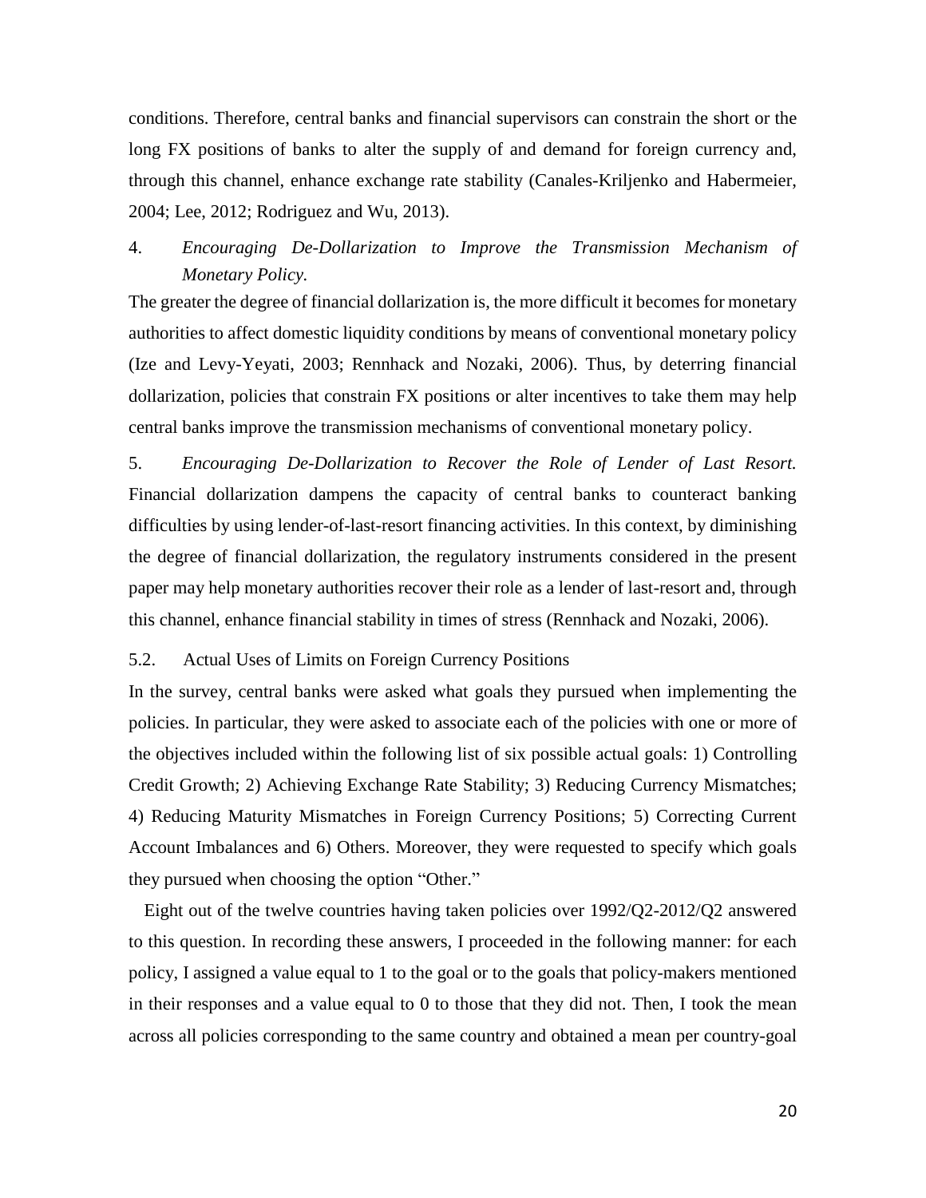conditions. Therefore, central banks and financial supervisors can constrain the short or the long FX positions of banks to alter the supply of and demand for foreign currency and, through this channel, enhance exchange rate stability (Canales-Kriljenko and Habermeier, 2004; Lee, 2012; Rodriguez and Wu, 2013).

4. *Encouraging De-Dollarization to Improve the Transmission Mechanism of Monetary Policy.*

The greater the degree of financial dollarization is, the more difficult it becomes for monetary authorities to affect domestic liquidity conditions by means of conventional monetary policy (Ize and Levy-Yeyati, 2003; Rennhack and Nozaki, 2006). Thus, by deterring financial dollarization, policies that constrain FX positions or alter incentives to take them may help central banks improve the transmission mechanisms of conventional monetary policy.

5. *Encouraging De-Dollarization to Recover the Role of Lender of Last Resort.* Financial dollarization dampens the capacity of central banks to counteract banking difficulties by using lender-of-last-resort financing activities. In this context, by diminishing the degree of financial dollarization, the regulatory instruments considered in the present paper may help monetary authorities recover their role as a lender of last-resort and, through this channel, enhance financial stability in times of stress (Rennhack and Nozaki, 2006).

### 5.2. Actual Uses of Limits on Foreign Currency Positions

In the survey, central banks were asked what goals they pursued when implementing the policies. In particular, they were asked to associate each of the policies with one or more of the objectives included within the following list of six possible actual goals: 1) Controlling Credit Growth; 2) Achieving Exchange Rate Stability; 3) Reducing Currency Mismatches; 4) Reducing Maturity Mismatches in Foreign Currency Positions; 5) Correcting Current Account Imbalances and 6) Others. Moreover, they were requested to specify which goals they pursued when choosing the option "Other."

Eight out of the twelve countries having taken policies over 1992/Q2-2012/Q2 answered to this question. In recording these answers, I proceeded in the following manner: for each policy, I assigned a value equal to 1 to the goal or to the goals that policy-makers mentioned in their responses and a value equal to 0 to those that they did not. Then, I took the mean across all policies corresponding to the same country and obtained a mean per country-goal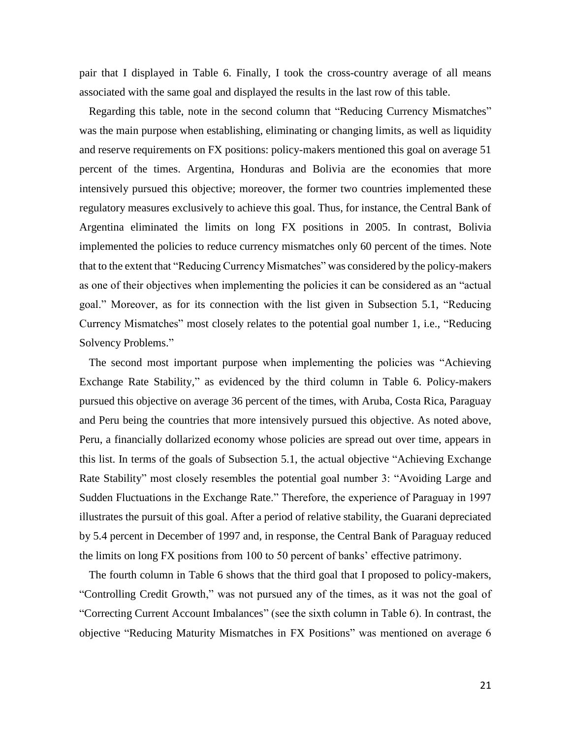pair that I displayed in Table 6. Finally, I took the cross-country average of all means associated with the same goal and displayed the results in the last row of this table.

Regarding this table, note in the second column that "Reducing Currency Mismatches" was the main purpose when establishing, eliminating or changing limits, as well as liquidity and reserve requirements on FX positions: policy-makers mentioned this goal on average 51 percent of the times. Argentina, Honduras and Bolivia are the economies that more intensively pursued this objective; moreover, the former two countries implemented these regulatory measures exclusively to achieve this goal. Thus, for instance, the Central Bank of Argentina eliminated the limits on long FX positions in 2005. In contrast, Bolivia implemented the policies to reduce currency mismatches only 60 percent of the times. Note that to the extent that "Reducing Currency Mismatches" was considered by the policy-makers as one of their objectives when implementing the policies it can be considered as an "actual goal." Moreover, as for its connection with the list given in Subsection 5.1, "Reducing Currency Mismatches" most closely relates to the potential goal number 1, i.e., "Reducing Solvency Problems."

The second most important purpose when implementing the policies was "Achieving Exchange Rate Stability," as evidenced by the third column in Table 6. Policy-makers pursued this objective on average 36 percent of the times, with Aruba, Costa Rica, Paraguay and Peru being the countries that more intensively pursued this objective. As noted above, Peru, a financially dollarized economy whose policies are spread out over time, appears in this list. In terms of the goals of Subsection 5.1, the actual objective "Achieving Exchange Rate Stability" most closely resembles the potential goal number 3: "Avoiding Large and Sudden Fluctuations in the Exchange Rate." Therefore, the experience of Paraguay in 1997 illustrates the pursuit of this goal. After a period of relative stability, the Guarani depreciated by 5.4 percent in December of 1997 and, in response, the Central Bank of Paraguay reduced the limits on long FX positions from 100 to 50 percent of banks' effective patrimony.

The fourth column in Table 6 shows that the third goal that I proposed to policy-makers, "Controlling Credit Growth," was not pursued any of the times, as it was not the goal of "Correcting Current Account Imbalances" (see the sixth column in Table 6). In contrast, the objective "Reducing Maturity Mismatches in FX Positions" was mentioned on average 6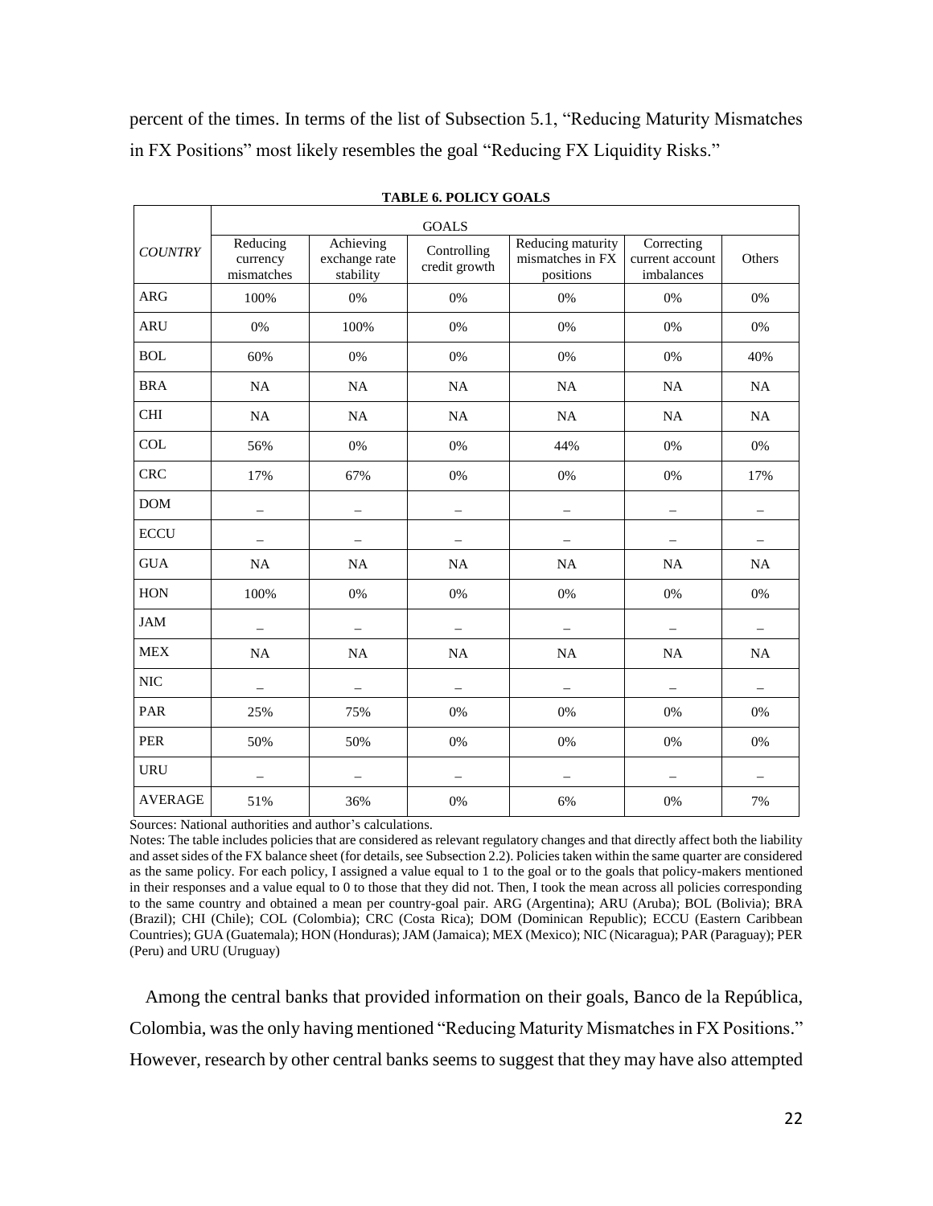percent of the times. In terms of the list of Subsection 5.1, "Reducing Maturity Mismatches in FX Positions" most likely resembles the goal "Reducing FX Liquidity Risks."

**TABLE 6. POLICY GOALS**

| *COUNTRY* | GOALS | | | | | |
|---|---|---|---|---|---|---|
| | Reducing currency mismatches | Achieving exchange rate stability | Controlling credit growth | Reducing maturity mismatches in FX positions | Correcting current account imbalances | Others |
| ARG | 100% | 0% | 0% | 0% | 0% | 0% |
| ARU | 0% | 100% | 0% | 0% | 0% | 0% |
| BOL | 60% | 0% | 0% | 0% | 0% | 40% |
| BRA | NA | NA | NA | NA | NA | NA |
| CHI | NA | NA | NA | NA | NA | NA |
| COL | 56% | 0% | 0% | 44% | 0% | 0% |
| CRC | 17% | 67% | 0% | 0% | 0% | 17% |
| DOM | – | – | – | – | – | – |
| ECCU | – | – | – | – | – | – |
| GUA | NA | NA | NA | NA | NA | NA |
| HON | 100% | 0% | 0% | 0% | 0% | 0% |
| JAM | – | – | – | – | – | – |
| MEX | NA | NA | NA | NA | NA | NA |
| NIC | – | – | – | – | – | – |
| PAR | 25% | 75% | 0% | 0% | 0% | 0% |
| PER | 50% | 50% | 0% | 0% | 0% | 0% |
| URU | – | – | – | – | – | – |
| AVERAGE | 51% | 36% | 0% | 6% | 0% | 7% |

Sources: National authorities and author's calculations.

Notes: The table includes policies that are considered as relevant regulatory changes and that directly affect both the liability and asset sides of the FX balance sheet (for details, see Subsection 2.2). Policies taken within the same quarter are considered as the same policy. For each policy, I assigned a value equal to 1 to the goal or to the goals that policy-makers mentioned in their responses and a value equal to 0 to those that they did not. Then, I took the mean across all policies corresponding to the same country and obtained a mean per country-goal pair. ARG (Argentina); ARU (Aruba); BOL (Bolivia); BRA (Brazil); CHI (Chile); COL (Colombia); CRC (Costa Rica); DOM (Dominican Republic); ECCU (Eastern Caribbean Countries); GUA (Guatemala); HON (Honduras); JAM (Jamaica); MEX (Mexico); NIC (Nicaragua); PAR (Paraguay); PER (Peru) and URU (Uruguay)

Among the central banks that provided information on their goals, Banco de la República, Colombia, was the only having mentioned "Reducing Maturity Mismatches in FX Positions." However, research by other central banks seems to suggest that they may have also attempted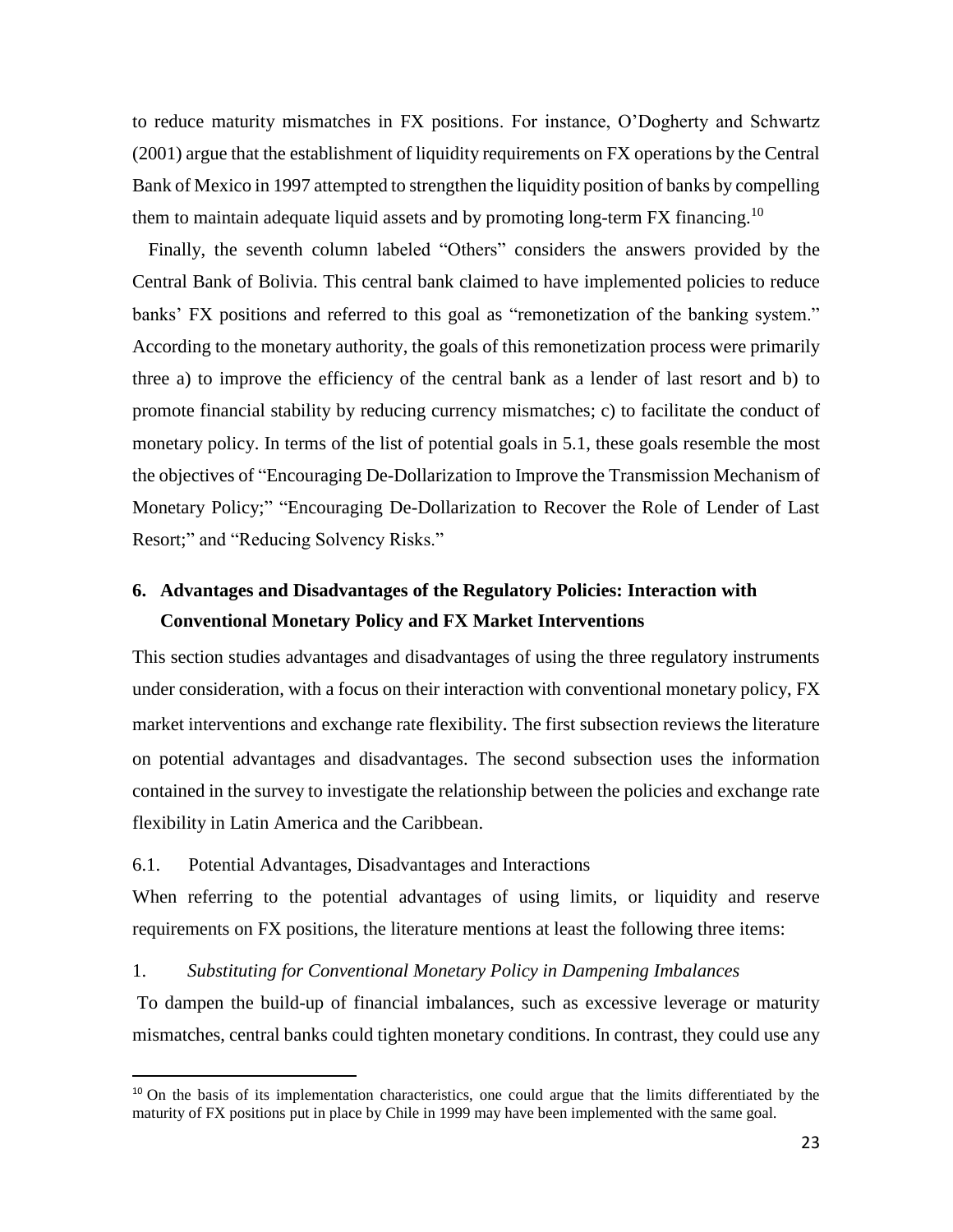to reduce maturity mismatches in FX positions. For instance, O'Dogherty and Schwartz (2001) argue that the establishment of liquidity requirements on FX operations by the Central Bank of Mexico in 1997 attempted to strengthen the liquidity position of banks by compelling them to maintain adequate liquid assets and by promoting long-term FX financing.[10]

Finally, the seventh column labeled "Others" considers the answers provided by the Central Bank of Bolivia. This central bank claimed to have implemented policies to reduce banks' FX positions and referred to this goal as "remonetization of the banking system." According to the monetary authority, the goals of this remonetization process were primarily three a) to improve the efficiency of the central bank as a lender of last resort and b) to promote financial stability by reducing currency mismatches; c) to facilitate the conduct of monetary policy. In terms of the list of potential goals in 5.1, these goals resemble the most the objectives of "Encouraging De-Dollarization to Improve the Transmission Mechanism of Monetary Policy;" "Encouraging De-Dollarization to Recover the Role of Lender of Last Resort;" and "Reducing Solvency Risks."

## 6. Advantages and Disadvantages of the Regulatory Policies: Interaction with Conventional Monetary Policy and FX Market Interventions

This section studies advantages and disadvantages of using the three regulatory instruments under consideration, with a focus on their interaction with conventional monetary policy, FX market interventions and exchange rate flexibility. The first subsection reviews the literature on potential advantages and disadvantages. The second subsection uses the information contained in the survey to investigate the relationship between the policies and exchange rate flexibility in Latin America and the Caribbean.

### 6.1. Potential Advantages, Disadvantages and Interactions

When referring to the potential advantages of using limits, or liquidity and reserve requirements on FX positions, the literature mentions at least the following three items:

1. *Substituting for Conventional Monetary Policy in Dampening Imbalances*

To dampen the build-up of financial imbalances, such as excessive leverage or maturity mismatches, central banks could tighten monetary conditions. In contrast, they could use any

[10] On the basis of its implementation characteristics, one could argue that the limits differentiated by the maturity of FX positions put in place by Chile in 1999 may have been implemented with the same goal.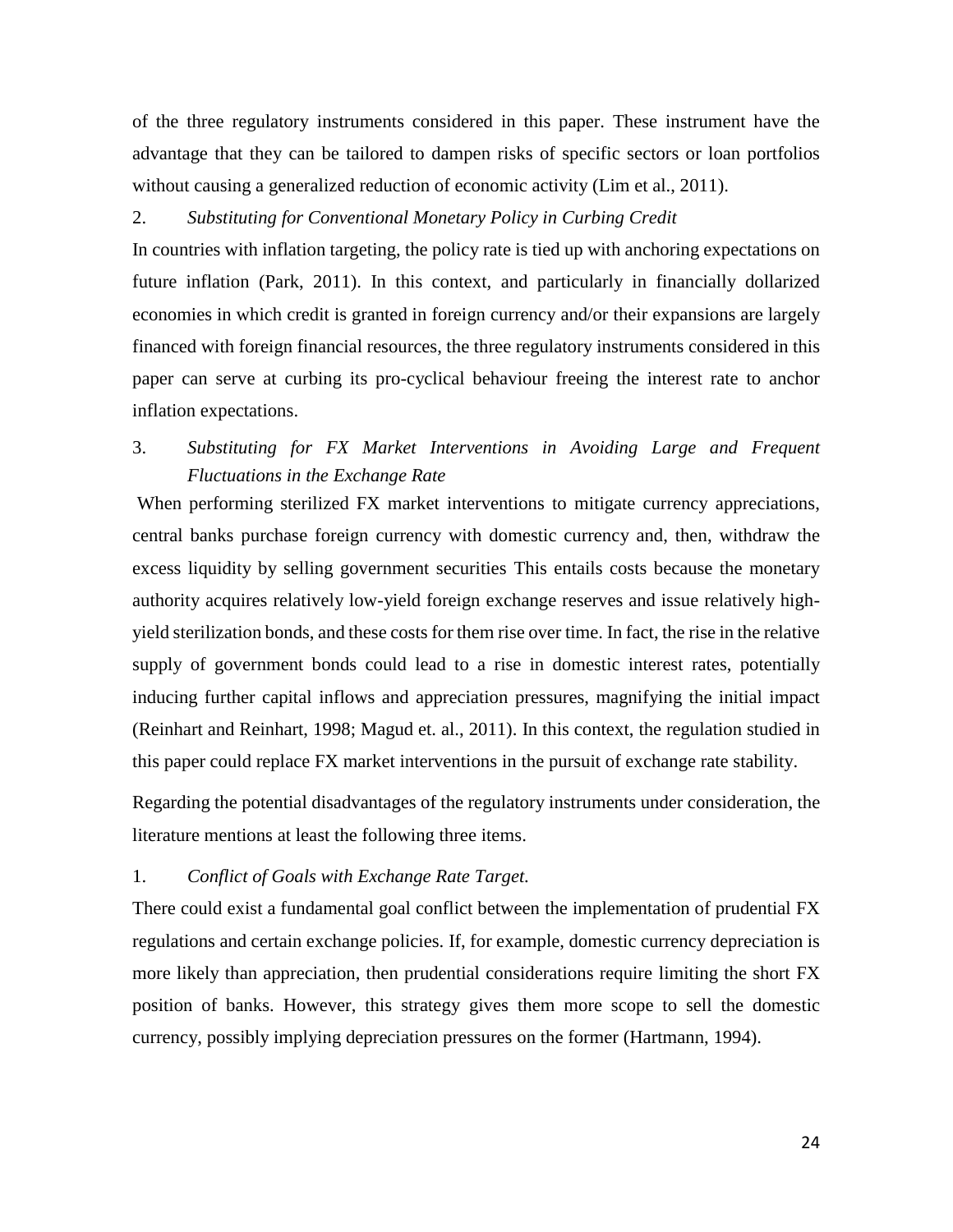of the three regulatory instruments considered in this paper. These instrument have the advantage that they can be tailored to dampen risks of specific sectors or loan portfolios without causing a generalized reduction of economic activity (Lim et al., 2011).

2. *Substituting for Conventional Monetary Policy in Curbing Credit*

In countries with inflation targeting, the policy rate is tied up with anchoring expectations on future inflation (Park, 2011). In this context, and particularly in financially dollarized economies in which credit is granted in foreign currency and/or their expansions are largely financed with foreign financial resources, the three regulatory instruments considered in this paper can serve at curbing its pro-cyclical behaviour freeing the interest rate to anchor inflation expectations.

3. *Substituting for FX Market Interventions in Avoiding Large and Frequent Fluctuations in the Exchange Rate*

When performing sterilized FX market interventions to mitigate currency appreciations, central banks purchase foreign currency with domestic currency and, then, withdraw the excess liquidity by selling government securities This entails costs because the monetary authority acquires relatively low-yield foreign exchange reserves and issue relatively high-yield sterilization bonds, and these costs for them rise over time. In fact, the rise in the relative supply of government bonds could lead to a rise in domestic interest rates, potentially inducing further capital inflows and appreciation pressures, magnifying the initial impact (Reinhart and Reinhart, 1998; Magud et. al., 2011). In this context, the regulation studied in this paper could replace FX market interventions in the pursuit of exchange rate stability.

Regarding the potential disadvantages of the regulatory instruments under consideration, the literature mentions at least the following three items.

1. *Conflict of Goals with Exchange Rate Target.*

There could exist a fundamental goal conflict between the implementation of prudential FX regulations and certain exchange policies. If, for example, domestic currency depreciation is more likely than appreciation, then prudential considerations require limiting the short FX position of banks. However, this strategy gives them more scope to sell the domestic currency, possibly implying depreciation pressures on the former (Hartmann, 1994).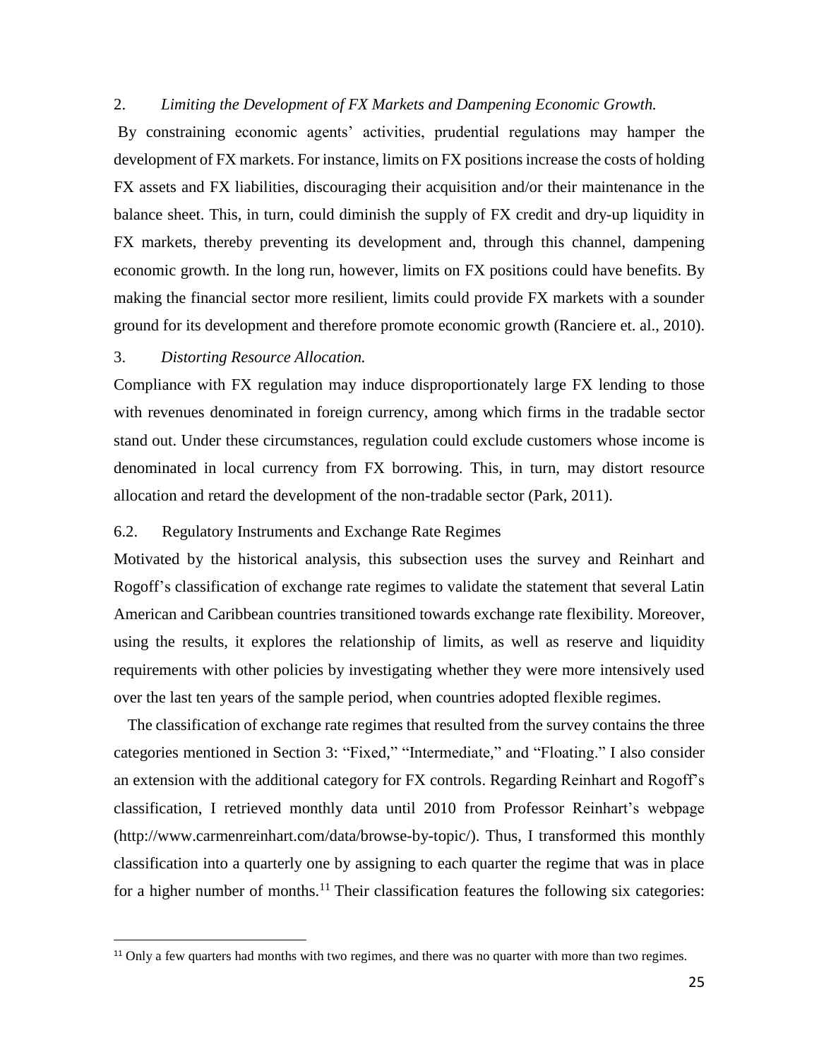2. *Limiting the Development of FX Markets and Dampening Economic Growth.*

By constraining economic agents' activities, prudential regulations may hamper the development of FX markets. For instance, limits on FX positions increase the costs of holding FX assets and FX liabilities, discouraging their acquisition and/or their maintenance in the balance sheet. This, in turn, could diminish the supply of FX credit and dry-up liquidity in FX markets, thereby preventing its development and, through this channel, dampening economic growth. In the long run, however, limits on FX positions could have benefits. By making the financial sector more resilient, limits could provide FX markets with a sounder ground for its development and therefore promote economic growth (Ranciere et. al., 2010).

3. *Distorting Resource Allocation.*

Compliance with FX regulation may induce disproportionately large FX lending to those with revenues denominated in foreign currency, among which firms in the tradable sector stand out. Under these circumstances, regulation could exclude customers whose income is denominated in local currency from FX borrowing. This, in turn, may distort resource allocation and retard the development of the non-tradable sector (Park, 2011).

### 6.2. Regulatory Instruments and Exchange Rate Regimes

Motivated by the historical analysis, this subsection uses the survey and Reinhart and Rogoff's classification of exchange rate regimes to validate the statement that several Latin American and Caribbean countries transitioned towards exchange rate flexibility. Moreover, using the results, it explores the relationship of limits, as well as reserve and liquidity requirements with other policies by investigating whether they were more intensively used over the last ten years of the sample period, when countries adopted flexible regimes.

The classification of exchange rate regimes that resulted from the survey contains the three categories mentioned in Section 3: "Fixed," "Intermediate," and "Floating." I also consider an extension with the additional category for FX controls. Regarding Reinhart and Rogoff's classification, I retrieved monthly data until 2010 from Professor Reinhart's webpage (http://www.carmenreinhart.com/data/browse-by-topic/). Thus, I transformed this monthly classification into a quarterly one by assigning to each quarter the regime that was in place for a higher number of months.[11] Their classification features the following six categories:

[11] Only a few quarters had months with two regimes, and there was no quarter with more than two regimes.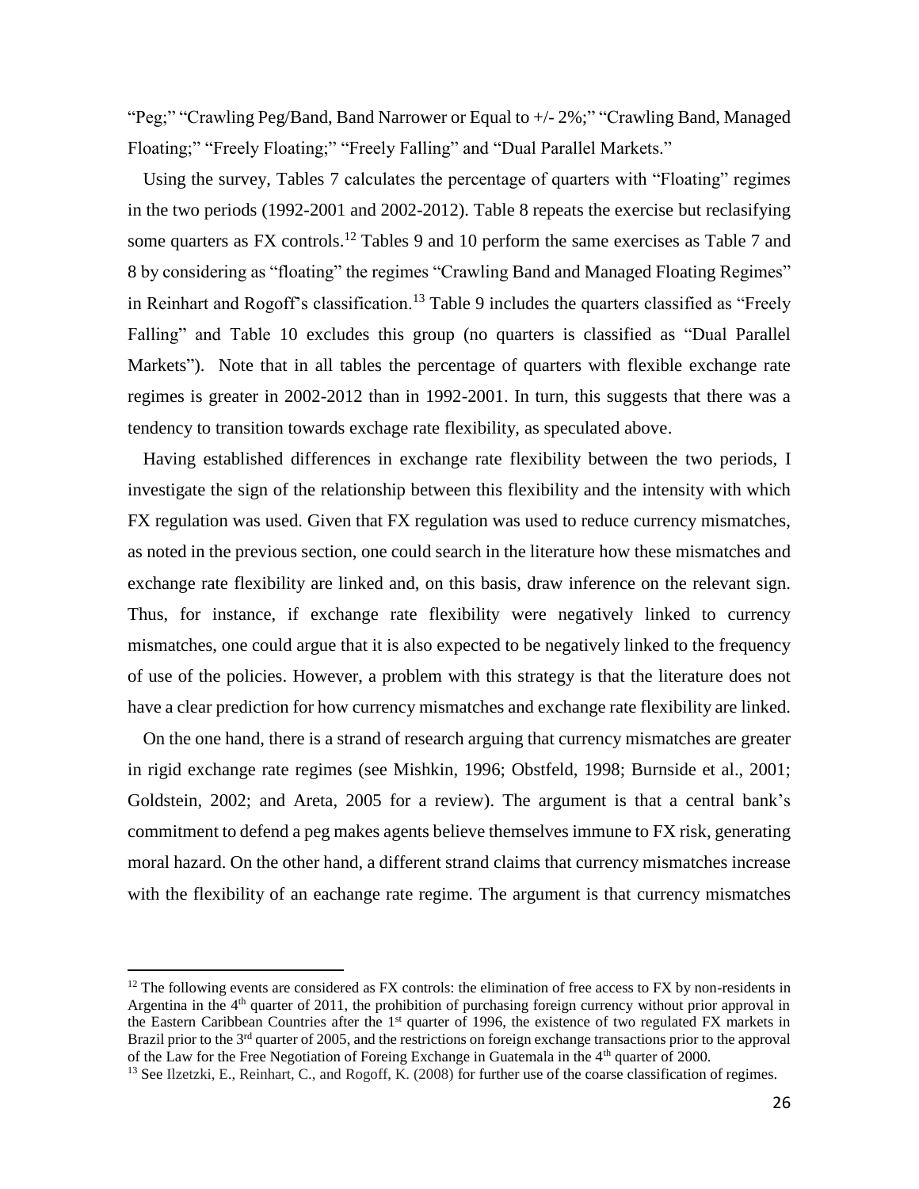"Peg;" "Crawling Peg/Band, Band Narrower or Equal to +/- 2%;" "Crawling Band, Managed Floating;" "Freely Floating;" "Freely Falling" and "Dual Parallel Markets."

Using the survey, Tables 7 calculates the percentage of quarters with "Floating" regimes in the two periods (1992-2001 and 2002-2012). Table 8 repeats the exercise but reclasifying some quarters as FX controls.[12] Tables 9 and 10 perform the same exercises as Table 7 and 8 by considering as "floating" the regimes "Crawling Band and Managed Floating Regimes" in Reinhart and Rogoff's classification.[13] Table 9 includes the quarters classified as "Freely Falling" and Table 10 excludes this group (no quarters is classified as "Dual Parallel Markets"). Note that in all tables the percentage of quarters with flexible exchange rate regimes is greater in 2002-2012 than in 1992-2001. In turn, this suggests that there was a tendency to transition towards exchage rate flexibility, as speculated above.

Having established differences in exchange rate flexibility between the two periods, I investigate the sign of the relationship between this flexibility and the intensity with which FX regulation was used. Given that FX regulation was used to reduce currency mismatches, as noted in the previous section, one could search in the literature how these mismatches and exchange rate flexibility are linked and, on this basis, draw inference on the relevant sign. Thus, for instance, if exchange rate flexibility were negatively linked to currency mismatches, one could argue that it is also expected to be negatively linked to the frequency of use of the policies. However, a problem with this strategy is that the literature does not have a clear prediction for how currency mismatches and exchange rate flexibility are linked.

On the one hand, there is a strand of research arguing that currency mismatches are greater in rigid exchange rate regimes (see Mishkin, 1996; Obstfeld, 1998; Burnside et al., 2001; Goldstein, 2002; and Areta, 2005 for a review). The argument is that a central bank's commitment to defend a peg makes agents believe themselves immune to FX risk, generating moral hazard. On the other hand, a different strand claims that currency mismatches increase with the flexibility of an eachange rate regime. The argument is that currency mismatches

---

[12] The following events are considered as FX controls: the elimination of free access to FX by non-residents in Argentina in the 4th quarter of 2011, the prohibition of purchasing foreign currency without prior approval in the Eastern Caribbean Countries after the 1st quarter of 1996, the existence of two regulated FX markets in Brazil prior to the 3rd quarter of 2005, and the restrictions on foreign exchange transactions prior to the approval of the Law for the Free Negotiation of Foreing Exchange in Guatemala in the 4th quarter of 2000.

[13] See Ilzetzki, E., Reinhart, C., and Rogoff, K. (2008) for further use of the coarse classification of regimes.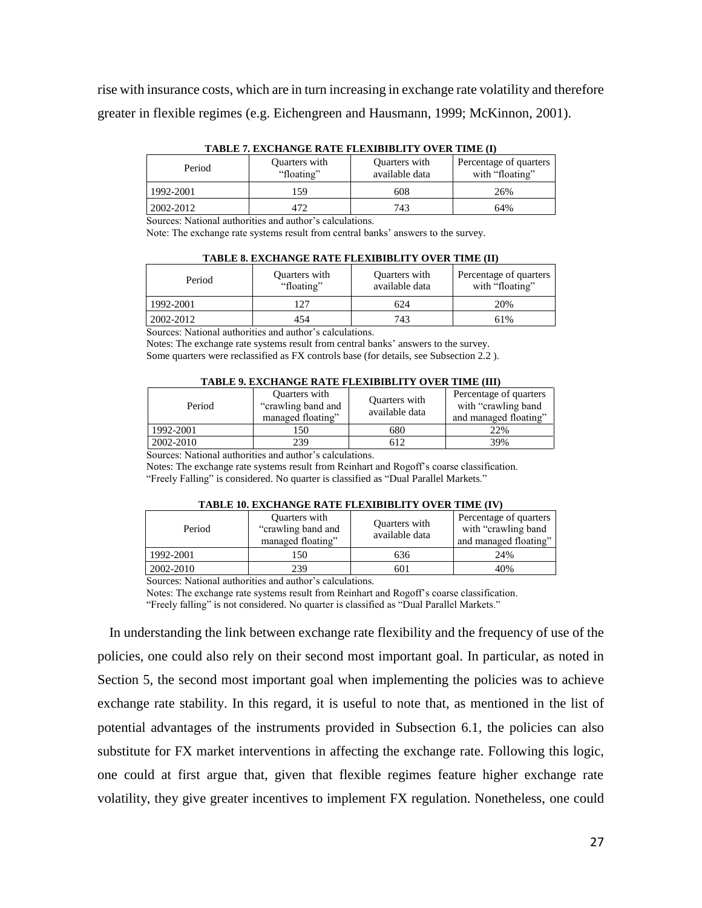rise with insurance costs, which are in turn increasing in exchange rate volatility and therefore greater in flexible regimes (e.g. Eichengreen and Hausmann, 1999; McKinnon, 2001).

**TABLE 7. EXCHANGE RATE FLEXIBIBLITY OVER TIME (I)**

| Period | Quarters with "floating" | Quarters with available data | Percentage of quarters with "floating" |
|---|---|---|---|
| 1992-2001 | 159 | 608 | 26% |
| 2002-2012 | 472 | 743 | 64% |

Sources: National authorities and author's calculations.

Note: The exchange rate systems result from central banks' answers to the survey.

**TABLE 8. EXCHANGE RATE FLEXIBIBLITY OVER TIME (II)**

| Period | Quarters with "floating" | Quarters with available data | Percentage of quarters with "floating" |
|---|---|---|---|
| 1992-2001 | 127 | 624 | 20% |
| 2002-2012 | 454 | 743 | 61% |

Sources: National authorities and author's calculations.

Notes: The exchange rate systems result from central banks' answers to the survey.

Some quarters were reclassified as FX controls base (for details, see Subsection 2.2 ).

**TABLE 9. EXCHANGE RATE FLEXIBIBLITY OVER TIME (III)**

| Period | Quarters with "crawling band and managed floating" | Quarters with available data | Percentage of quarters with "crawling band and managed floating" |
|---|---|---|---|
| 1992-2001 | 150 | 680 | 22% |
| 2002-2010 | 239 | 612 | 39% |

Sources: National authorities and author's calculations.

Notes: The exchange rate systems result from Reinhart and Rogoff's coarse classification.

"Freely Falling" is considered. No quarter is classified as "Dual Parallel Markets."

**TABLE 10. EXCHANGE RATE FLEXIBIBLITY OVER TIME (IV)**

| Period | Quarters with "crawling band and managed floating" | Quarters with available data | Percentage of quarters with "crawling band and managed floating" |
|---|---|---|---|
| 1992-2001 | 150 | 636 | 24% |
| 2002-2010 | 239 | 601 | 40% |

Sources: National authorities and author's calculations.

Notes: The exchange rate systems result from Reinhart and Rogoff's coarse classification.

"Freely falling" is not considered. No quarter is classified as "Dual Parallel Markets."

In understanding the link between exchange rate flexibility and the frequency of use of the policies, one could also rely on their second most important goal. In particular, as noted in Section 5, the second most important goal when implementing the policies was to achieve exchange rate stability. In this regard, it is useful to note that, as mentioned in the list of potential advantages of the instruments provided in Subsection 6.1, the policies can also substitute for FX market interventions in affecting the exchange rate. Following this logic, one could at first argue that, given that flexible regimes feature higher exchange rate volatility, they give greater incentives to implement FX regulation. Nonetheless, one could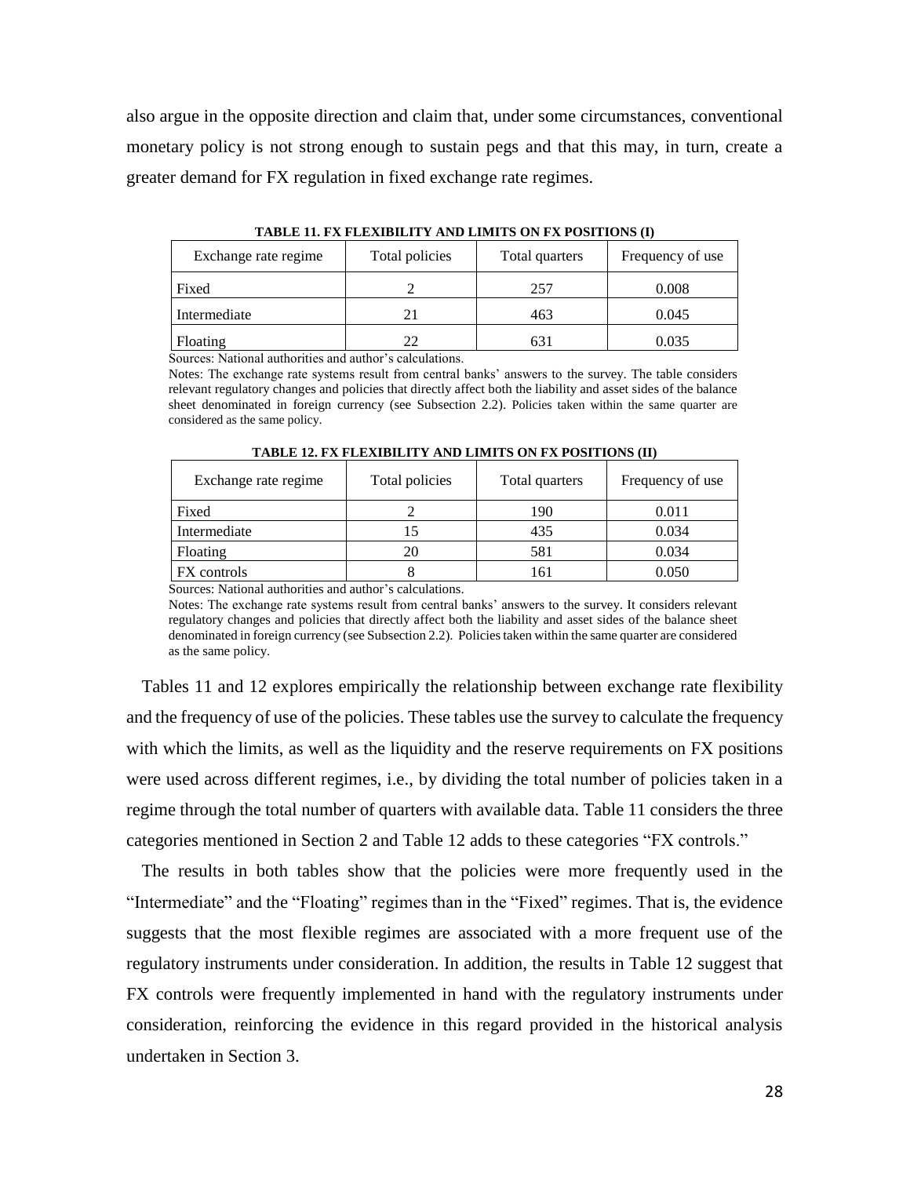also argue in the opposite direction and claim that, under some circumstances, conventional monetary policy is not strong enough to sustain pegs and that this may, in turn, create a greater demand for FX regulation in fixed exchange rate regimes.

**TABLE 11. FX FLEXIBILITY AND LIMITS ON FX POSITIONS (I)**

| Exchange rate regime | Total policies | Total quarters | Frequency of use |
|---|---|---|---|
| Fixed | 2 | 257 | 0.008 |
| Intermediate | 21 | 463 | 0.045 |
| Floating | 22 | 631 | 0.035 |

Sources: National authorities and author's calculations.

Notes: The exchange rate systems result from central banks' answers to the survey. The table considers relevant regulatory changes and policies that directly affect both the liability and asset sides of the balance sheet denominated in foreign currency (see Subsection 2.2). Policies taken within the same quarter are considered as the same policy.

**TABLE 12. FX FLEXIBILITY AND LIMITS ON FX POSITIONS (II)**

| Exchange rate regime | Total policies | Total quarters | Frequency of use |
|---|---|---|---|
| Fixed | 2 | 190 | 0.011 |
| Intermediate | 15 | 435 | 0.034 |
| Floating | 20 | 581 | 0.034 |
| FX controls | 8 | 161 | 0.050 |

Sources: National authorities and author's calculations.

Notes: The exchange rate systems result from central banks' answers to the survey. It considers relevant regulatory changes and policies that directly affect both the liability and asset sides of the balance sheet denominated in foreign currency (see Subsection 2.2). Policies taken within the same quarter are considered as the same policy.

Tables 11 and 12 explores empirically the relationship between exchange rate flexibility and the frequency of use of the policies. These tables use the survey to calculate the frequency with which the limits, as well as the liquidity and the reserve requirements on FX positions were used across different regimes, i.e., by dividing the total number of policies taken in a regime through the total number of quarters with available data. Table 11 considers the three categories mentioned in Section 2 and Table 12 adds to these categories "FX controls."

The results in both tables show that the policies were more frequently used in the "Intermediate" and the "Floating" regimes than in the "Fixed" regimes. That is, the evidence suggests that the most flexible regimes are associated with a more frequent use of the regulatory instruments under consideration. In addition, the results in Table 12 suggest that FX controls were frequently implemented in hand with the regulatory instruments under consideration, reinforcing the evidence in this regard provided in the historical analysis undertaken in Section 3.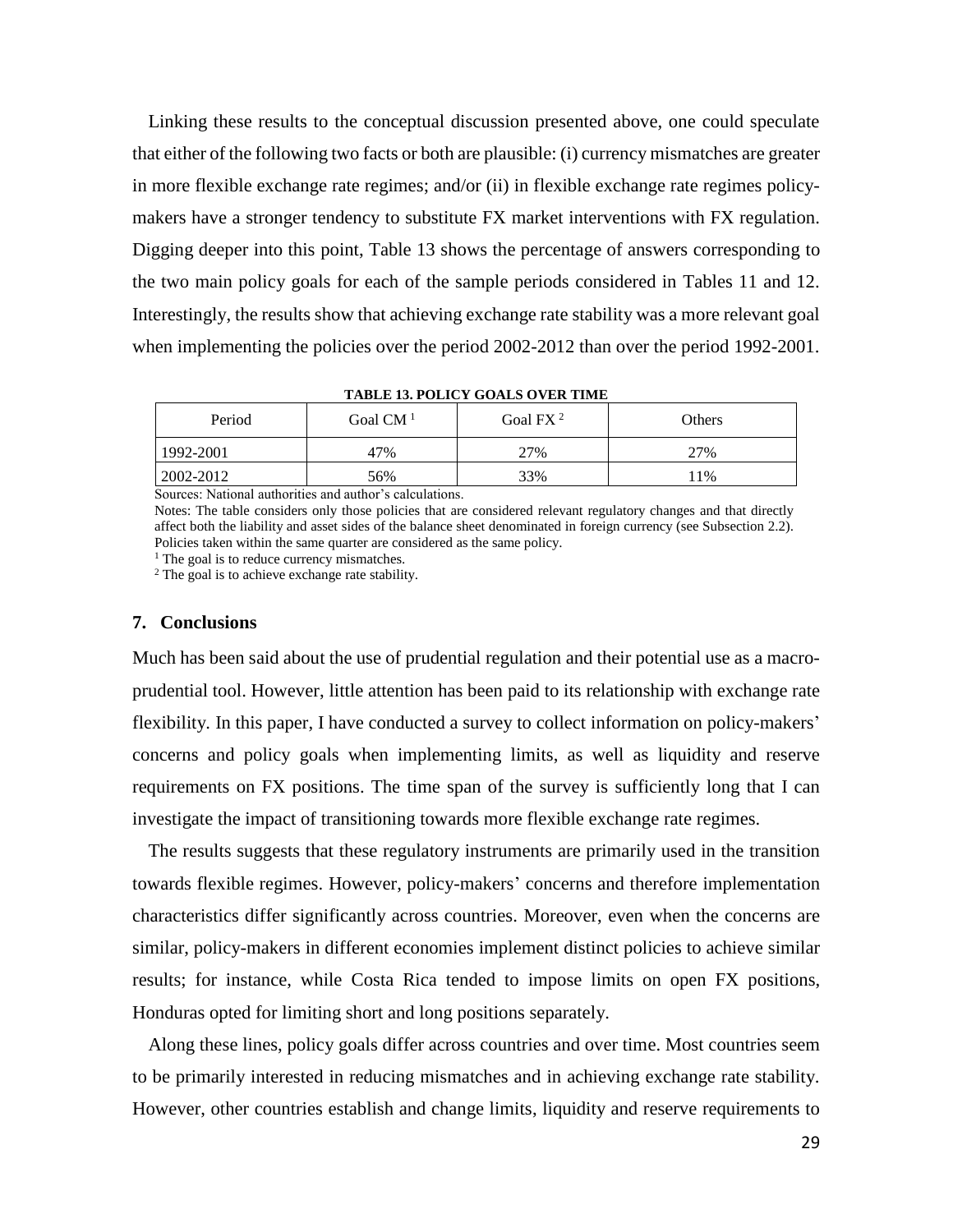Linking these results to the conceptual discussion presented above, one could speculate that either of the following two facts or both are plausible: (i) currency mismatches are greater in more flexible exchange rate regimes; and/or (ii) in flexible exchange rate regimes policy-makers have a stronger tendency to substitute FX market interventions with FX regulation. Digging deeper into this point, Table 13 shows the percentage of answers corresponding to the two main policy goals for each of the sample periods considered in Tables 11 and 12. Interestingly, the results show that achieving exchange rate stability was a more relevant goal when implementing the policies over the period 2002-2012 than over the period 1992-2001.

**TABLE 13. POLICY GOALS OVER TIME**

| Period | Goal CM [1] | Goal FX [2] | Others |
|---|---|---|---|
| 1992-2001 | 47% | 27% | 27% |
| 2002-2012 | 56% | 33% | 11% |

Sources: National authorities and author's calculations.

Notes: The table considers only those policies that are considered relevant regulatory changes and that directly affect both the liability and asset sides of the balance sheet denominated in foreign currency (see Subsection 2.2). Policies taken within the same quarter are considered as the same policy.

[1] The goal is to reduce currency mismatches.

[2] The goal is to achieve exchange rate stability.

## 7. Conclusions

Much has been said about the use of prudential regulation and their potential use as a macro-prudential tool. However, little attention has been paid to its relationship with exchange rate flexibility. In this paper, I have conducted a survey to collect information on policy-makers' concerns and policy goals when implementing limits, as well as liquidity and reserve requirements on FX positions. The time span of the survey is sufficiently long that I can investigate the impact of transitioning towards more flexible exchange rate regimes.

The results suggests that these regulatory instruments are primarily used in the transition towards flexible regimes. However, policy-makers' concerns and therefore implementation characteristics differ significantly across countries. Moreover, even when the concerns are similar, policy-makers in different economies implement distinct policies to achieve similar results; for instance, while Costa Rica tended to impose limits on open FX positions, Honduras opted for limiting short and long positions separately.

Along these lines, policy goals differ across countries and over time. Most countries seem to be primarily interested in reducing mismatches and in achieving exchange rate stability. However, other countries establish and change limits, liquidity and reserve requirements to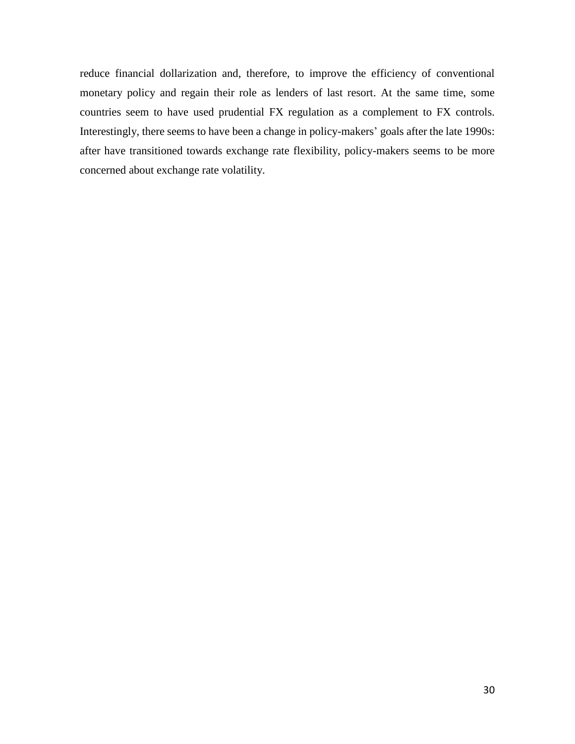reduce financial dollarization and, therefore, to improve the efficiency of conventional monetary policy and regain their role as lenders of last resort. At the same time, some countries seem to have used prudential FX regulation as a complement to FX controls. Interestingly, there seems to have been a change in policy-makers' goals after the late 1990s: after have transitioned towards exchange rate flexibility, policy-makers seems to be more concerned about exchange rate volatility.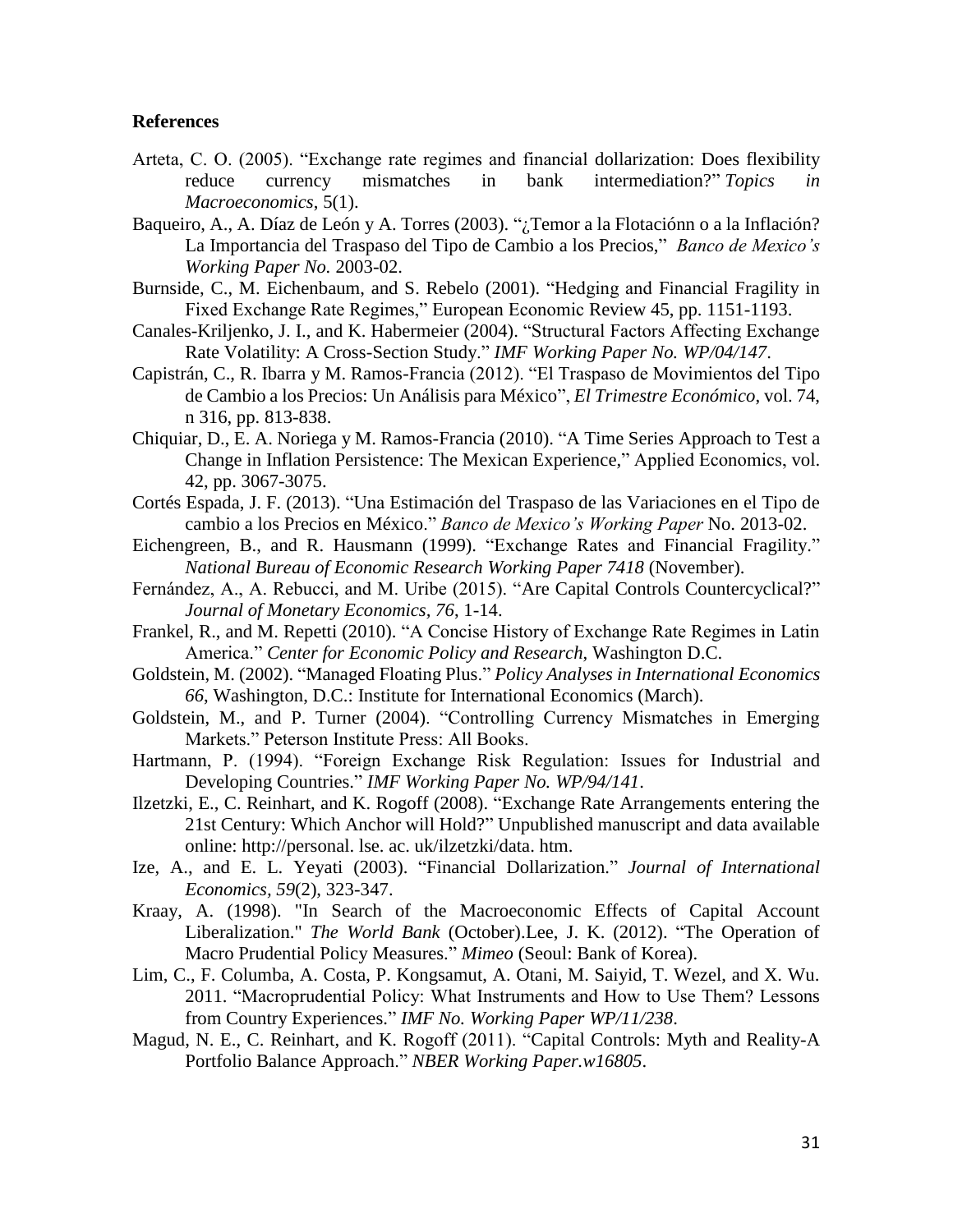**References**

Arteta, C. O. (2005). "Exchange rate regimes and financial dollarization: Does flexibility reduce currency mismatches in bank intermediation?" *Topics in Macroeconomics*, 5(1).

Baqueiro, A., A. Díaz de León y A. Torres (2003). "¿Temor a la Flotaciónn o a la Inflación? La Importancia del Traspaso del Tipo de Cambio a los Precios," *Banco de Mexico's Working Paper No.* 2003-02.

Burnside, C., M. Eichenbaum, and S. Rebelo (2001). "Hedging and Financial Fragility in Fixed Exchange Rate Regimes," European Economic Review 45, pp. 1151-1193.

Canales-Kriljenko, J. I., and K. Habermeier (2004). "Structural Factors Affecting Exchange Rate Volatility: A Cross-Section Study." *IMF Working Paper No. WP/04/147*.

Capistrán, C., R. Ibarra y M. Ramos-Francia (2012). "El Traspaso de Movimientos del Tipo de Cambio a los Precios: Un Análisis para México", *El Trimestre Económico*, vol. 74, n 316, pp. 813-838.

Chiquiar, D., E. A. Noriega y M. Ramos-Francia (2010). "A Time Series Approach to Test a Change in Inflation Persistence: The Mexican Experience," Applied Economics, vol. 42, pp. 3067-3075.

Cortés Espada, J. F. (2013). "Una Estimación del Traspaso de las Variaciones en el Tipo de cambio a los Precios en México." *Banco de Mexico's Working Paper* No. 2013-02.

Eichengreen, B., and R. Hausmann (1999). "Exchange Rates and Financial Fragility." *National Bureau of Economic Research Working Paper 7418* (November).

Fernández, A., A. Rebucci, and M. Uribe (2015). "Are Capital Controls Countercyclical?" *Journal of Monetary Economics*, *76*, 1-14.

Frankel, R., and M. Repetti (2010). "A Concise History of Exchange Rate Regimes in Latin America." *Center for Economic Policy and Research*, Washington D.C.

Goldstein, M. (2002). "Managed Floating Plus." *Policy Analyses in International Economics 66*, Washington, D.C.: Institute for International Economics (March).

Goldstein, M., and P. Turner (2004). "Controlling Currency Mismatches in Emerging Markets." Peterson Institute Press: All Books.

Hartmann, P. (1994). "Foreign Exchange Risk Regulation: Issues for Industrial and Developing Countries." *IMF Working Paper No. WP/94/141*.

Ilzetzki, E., C. Reinhart, and K. Rogoff (2008). "Exchange Rate Arrangements entering the 21st Century: Which Anchor will Hold?" Unpublished manuscript and data available online: http://personal. lse. ac. uk/ilzetzki/data. htm.

Ize, A., and E. L. Yeyati (2003). "Financial Dollarization." *Journal of International Economics*, *59*(2), 323-347.

Kraay, A. (1998). "In Search of the Macroeconomic Effects of Capital Account Liberalization." *The World Bank* (October).Lee, J. K. (2012). "The Operation of Macro Prudential Policy Measures." *Mimeo* (Seoul: Bank of Korea).

Lim, C., F. Columba, A. Costa, P. Kongsamut, A. Otani, M. Saiyid, T. Wezel, and X. Wu. 2011. "Macroprudential Policy: What Instruments and How to Use Them? Lessons from Country Experiences." *IMF No. Working Paper WP/11/238*.

Magud, N. E., C. Reinhart, and K. Rogoff (2011). "Capital Controls: Myth and Reality-A Portfolio Balance Approach." *NBER Working Paper.w16805*.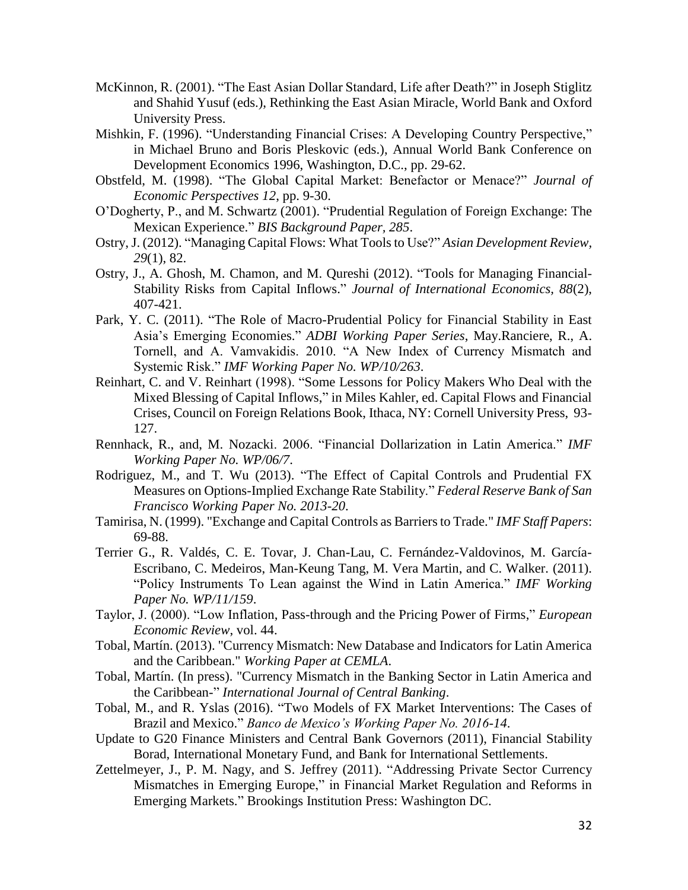McKinnon, R. (2001). "The East Asian Dollar Standard, Life after Death?" in Joseph Stiglitz and Shahid Yusuf (eds.), Rethinking the East Asian Miracle, World Bank and Oxford University Press.

Mishkin, F. (1996). "Understanding Financial Crises: A Developing Country Perspective," in Michael Bruno and Boris Pleskovic (eds.), Annual World Bank Conference on Development Economics 1996, Washington, D.C., pp. 29-62.

Obstfeld, M. (1998). "The Global Capital Market: Benefactor or Menace?" *Journal of Economic Perspectives 12*, pp. 9-30.

O'Dogherty, P., and M. Schwartz (2001). "Prudential Regulation of Foreign Exchange: The Mexican Experience." *BIS Background Paper, 285*.

Ostry, J. (2012). "Managing Capital Flows: What Tools to Use?" *Asian Development Review, 29*(1), 82.

Ostry, J., A. Ghosh, M. Chamon, and M. Qureshi (2012). "Tools for Managing Financial-Stability Risks from Capital Inflows." *Journal of International Economics, 88*(2), 407-421.

Park, Y. C. (2011). "The Role of Macro-Prudential Policy for Financial Stability in East Asia's Emerging Economies." *ADBI Working Paper Series*, May.Ranciere, R., A. Tornell, and A. Vamvakidis. 2010. "A New Index of Currency Mismatch and Systemic Risk." *IMF Working Paper No. WP/10/263*.

Reinhart, C. and V. Reinhart (1998). "Some Lessons for Policy Makers Who Deal with the Mixed Blessing of Capital Inflows," in Miles Kahler, ed. Capital Flows and Financial Crises, Council on Foreign Relations Book, Ithaca, NY: Cornell University Press, 93-127.

Rennhack, R., and, M. Nozacki. 2006. "Financial Dollarization in Latin America." *IMF Working Paper No. WP/06/7*.

Rodriguez, M., and T. Wu (2013). "The Effect of Capital Controls and Prudential FX Measures on Options-Implied Exchange Rate Stability." *Federal Reserve Bank of San Francisco Working Paper No. 2013-20*.

Tamirisa, N. (1999). "Exchange and Capital Controls as Barriers to Trade." *IMF Staff Papers*: 69-88.

Terrier G., R. Valdés, C. E. Tovar, J. Chan-Lau, C. Fernández-Valdovinos, M. García-Escribano, C. Medeiros, Man-Keung Tang, M. Vera Martin, and C. Walker. (2011). "Policy Instruments To Lean against the Wind in Latin America." *IMF Working Paper No. WP/11/159*.

Taylor, J. (2000). "Low Inflation, Pass-through and the Pricing Power of Firms," *European Economic Review*, vol. 44.

Tobal, Martín. (2013). "Currency Mismatch: New Database and Indicators for Latin America and the Caribbean." *Working Paper at CEMLA*.

Tobal, Martín. (In press). "Currency Mismatch in the Banking Sector in Latin America and the Caribbean-" *International Journal of Central Banking*.

Tobal, M., and R. Yslas (2016). "Two Models of FX Market Interventions: The Cases of Brazil and Mexico." *Banco de Mexico's Working Paper No. 2016-14*.

Update to G20 Finance Ministers and Central Bank Governors (2011), Financial Stability Borad, International Monetary Fund, and Bank for International Settlements.

Zettelmeyer, J., P. M. Nagy, and S. Jeffrey (2011). "Addressing Private Sector Currency Mismatches in Emerging Europe," in Financial Market Regulation and Reforms in Emerging Markets." Brookings Institution Press: Washington DC.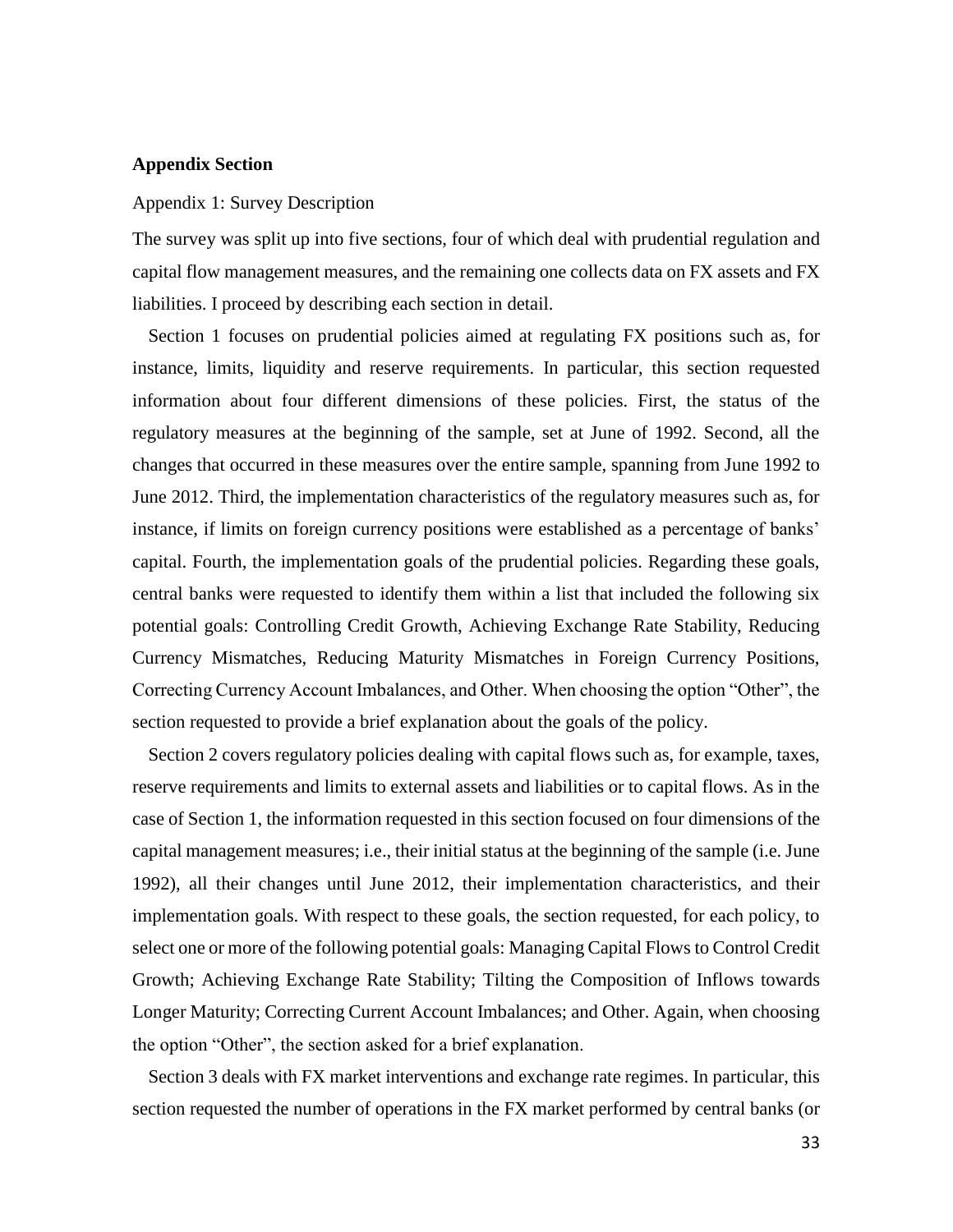**Appendix Section**

Appendix 1: Survey Description

The survey was split up into five sections, four of which deal with prudential regulation and capital flow management measures, and the remaining one collects data on FX assets and FX liabilities. I proceed by describing each section in detail.

Section 1 focuses on prudential policies aimed at regulating FX positions such as, for instance, limits, liquidity and reserve requirements. In particular, this section requested information about four different dimensions of these policies. First, the status of the regulatory measures at the beginning of the sample, set at June of 1992. Second, all the changes that occurred in these measures over the entire sample, spanning from June 1992 to June 2012. Third, the implementation characteristics of the regulatory measures such as, for instance, if limits on foreign currency positions were established as a percentage of banks' capital. Fourth, the implementation goals of the prudential policies. Regarding these goals, central banks were requested to identify them within a list that included the following six potential goals: Controlling Credit Growth, Achieving Exchange Rate Stability, Reducing Currency Mismatches, Reducing Maturity Mismatches in Foreign Currency Positions, Correcting Currency Account Imbalances, and Other. When choosing the option "Other", the section requested to provide a brief explanation about the goals of the policy.

Section 2 covers regulatory policies dealing with capital flows such as, for example, taxes, reserve requirements and limits to external assets and liabilities or to capital flows. As in the case of Section 1, the information requested in this section focused on four dimensions of the capital management measures; i.e., their initial status at the beginning of the sample (i.e. June 1992), all their changes until June 2012, their implementation characteristics, and their implementation goals. With respect to these goals, the section requested, for each policy, to select one or more of the following potential goals: Managing Capital Flows to Control Credit Growth; Achieving Exchange Rate Stability; Tilting the Composition of Inflows towards Longer Maturity; Correcting Current Account Imbalances; and Other. Again, when choosing the option "Other", the section asked for a brief explanation.

Section 3 deals with FX market interventions and exchange rate regimes. In particular, this section requested the number of operations in the FX market performed by central banks (or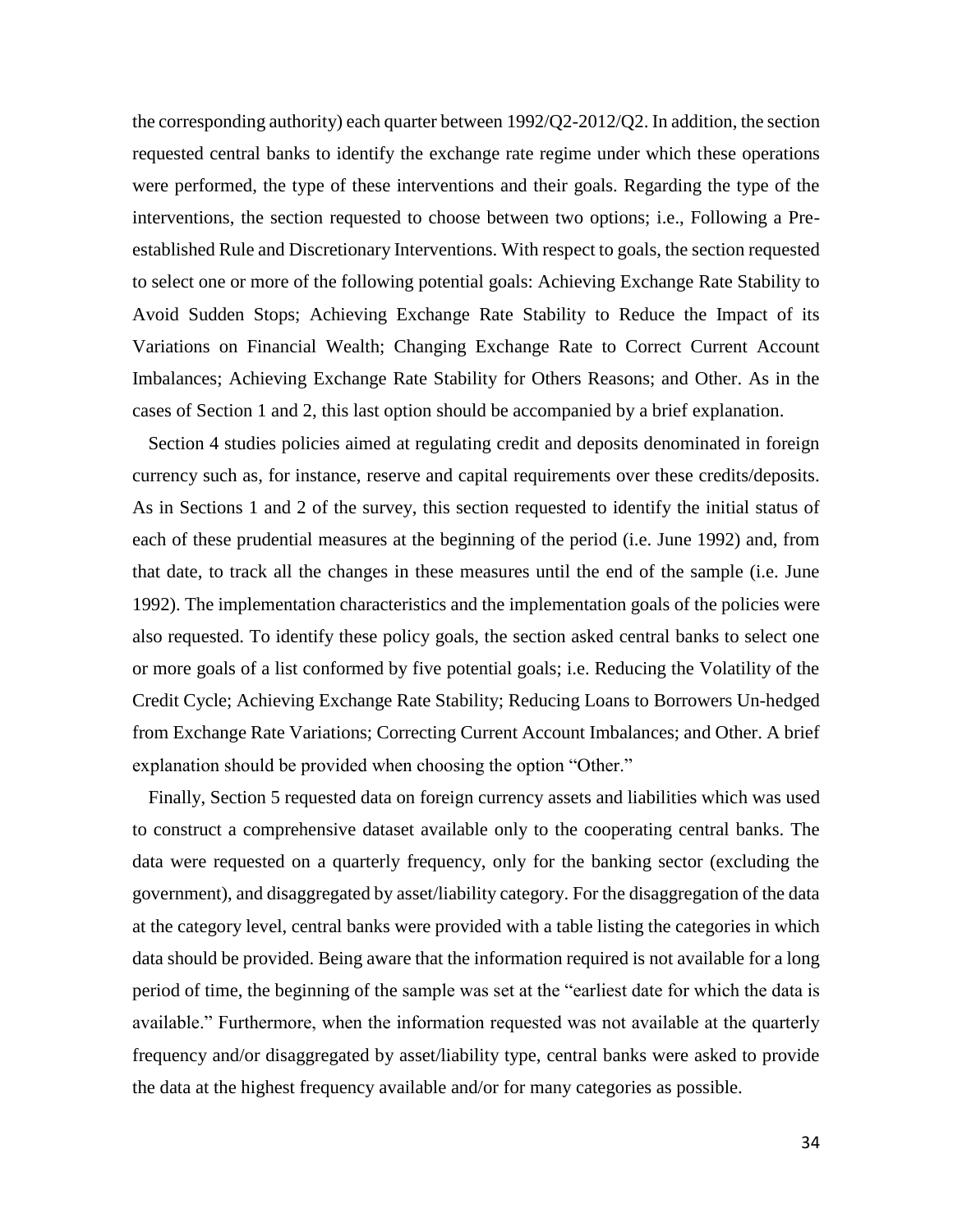the corresponding authority) each quarter between 1992/Q2-2012/Q2. In addition, the section requested central banks to identify the exchange rate regime under which these operations were performed, the type of these interventions and their goals. Regarding the type of the interventions, the section requested to choose between two options; i.e., Following a Pre-established Rule and Discretionary Interventions. With respect to goals, the section requested to select one or more of the following potential goals: Achieving Exchange Rate Stability to Avoid Sudden Stops; Achieving Exchange Rate Stability to Reduce the Impact of its Variations on Financial Wealth; Changing Exchange Rate to Correct Current Account Imbalances; Achieving Exchange Rate Stability for Others Reasons; and Other. As in the cases of Section 1 and 2, this last option should be accompanied by a brief explanation.

Section 4 studies policies aimed at regulating credit and deposits denominated in foreign currency such as, for instance, reserve and capital requirements over these credits/deposits. As in Sections 1 and 2 of the survey, this section requested to identify the initial status of each of these prudential measures at the beginning of the period (i.e. June 1992) and, from that date, to track all the changes in these measures until the end of the sample (i.e. June 1992). The implementation characteristics and the implementation goals of the policies were also requested. To identify these policy goals, the section asked central banks to select one or more goals of a list conformed by five potential goals; i.e. Reducing the Volatility of the Credit Cycle; Achieving Exchange Rate Stability; Reducing Loans to Borrowers Un-hedged from Exchange Rate Variations; Correcting Current Account Imbalances; and Other. A brief explanation should be provided when choosing the option "Other."

Finally, Section 5 requested data on foreign currency assets and liabilities which was used to construct a comprehensive dataset available only to the cooperating central banks. The data were requested on a quarterly frequency, only for the banking sector (excluding the government), and disaggregated by asset/liability category. For the disaggregation of the data at the category level, central banks were provided with a table listing the categories in which data should be provided. Being aware that the information required is not available for a long period of time, the beginning of the sample was set at the "earliest date for which the data is available." Furthermore, when the information requested was not available at the quarterly frequency and/or disaggregated by asset/liability type, central banks were asked to provide the data at the highest frequency available and/or for many categories as possible.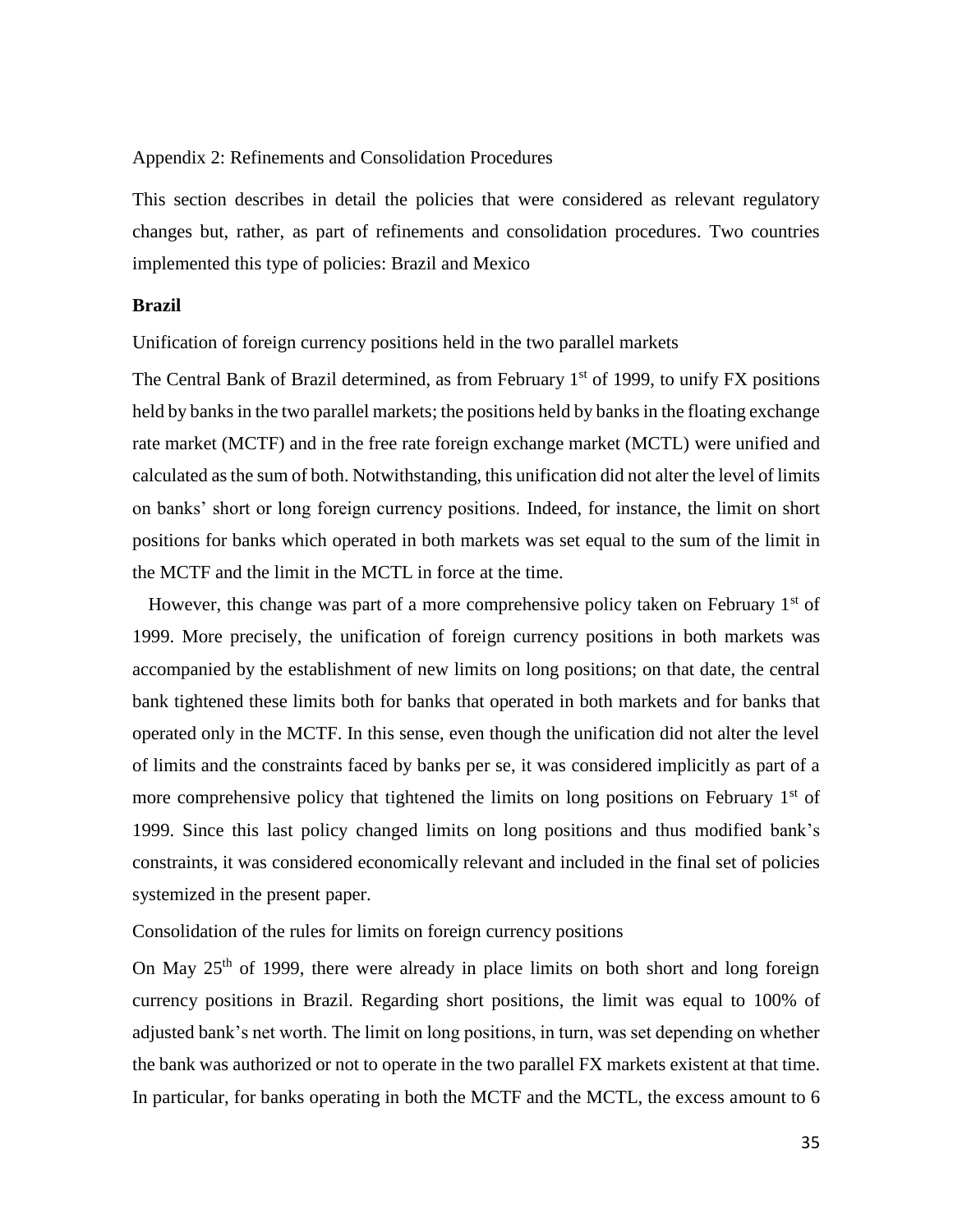Appendix 2: Refinements and Consolidation Procedures

This section describes in detail the policies that were considered as relevant regulatory changes but, rather, as part of refinements and consolidation procedures. Two countries implemented this type of policies: Brazil and Mexico

**Brazil**

Unification of foreign currency positions held in the two parallel markets

The Central Bank of Brazil determined, as from February 1st of 1999, to unify FX positions held by banks in the two parallel markets; the positions held by banks in the floating exchange rate market (MCTF) and in the free rate foreign exchange market (MCTL) were unified and calculated as the sum of both. Notwithstanding, this unification did not alter the level of limits on banks' short or long foreign currency positions. Indeed, for instance, the limit on short positions for banks which operated in both markets was set equal to the sum of the limit in the MCTF and the limit in the MCTL in force at the time.

However, this change was part of a more comprehensive policy taken on February 1st of 1999. More precisely, the unification of foreign currency positions in both markets was accompanied by the establishment of new limits on long positions; on that date, the central bank tightened these limits both for banks that operated in both markets and for banks that operated only in the MCTF. In this sense, even though the unification did not alter the level of limits and the constraints faced by banks per se, it was considered implicitly as part of a more comprehensive policy that tightened the limits on long positions on February 1st of 1999. Since this last policy changed limits on long positions and thus modified bank's constraints, it was considered economically relevant and included in the final set of policies systemized in the present paper.

Consolidation of the rules for limits on foreign currency positions

On May 25th of 1999, there were already in place limits on both short and long foreign currency positions in Brazil. Regarding short positions, the limit was equal to 100% of adjusted bank's net worth. The limit on long positions, in turn, was set depending on whether the bank was authorized or not to operate in the two parallel FX markets existent at that time. In particular, for banks operating in both the MCTF and the MCTL, the excess amount to 6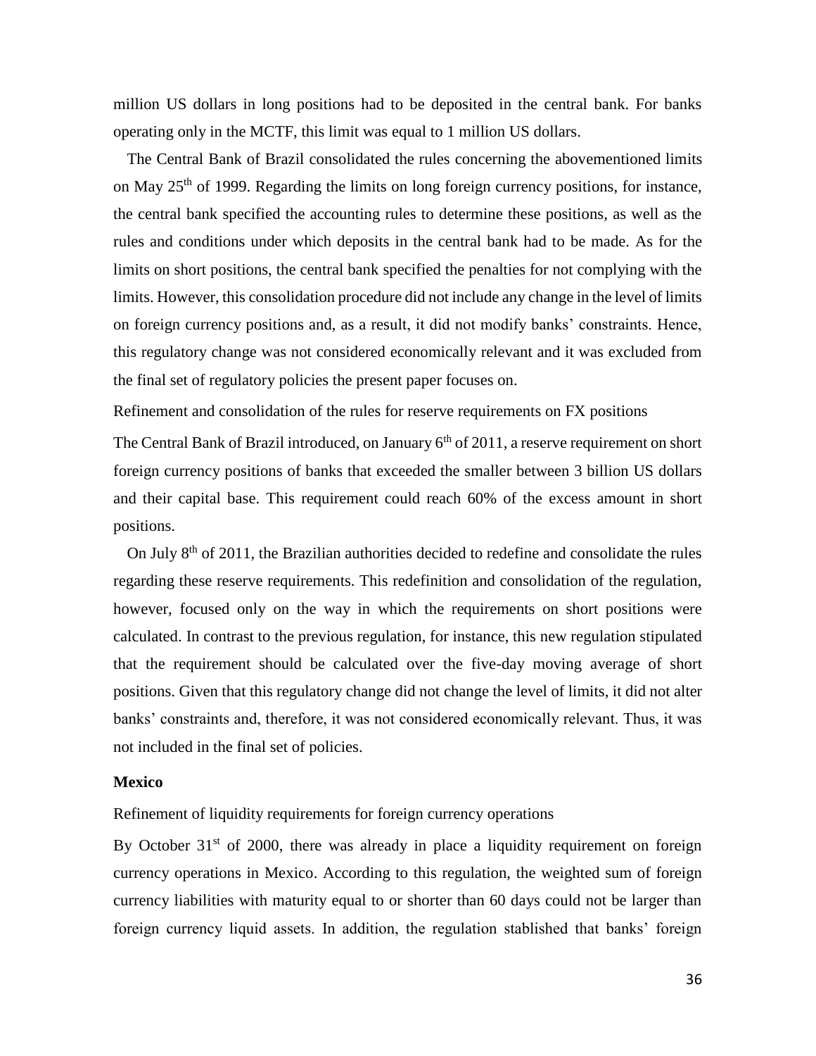million US dollars in long positions had to be deposited in the central bank. For banks operating only in the MCTF, this limit was equal to 1 million US dollars.

The Central Bank of Brazil consolidated the rules concerning the abovementioned limits on May 25th of 1999. Regarding the limits on long foreign currency positions, for instance, the central bank specified the accounting rules to determine these positions, as well as the rules and conditions under which deposits in the central bank had to be made. As for the limits on short positions, the central bank specified the penalties for not complying with the limits. However, this consolidation procedure did not include any change in the level of limits on foreign currency positions and, as a result, it did not modify banks' constraints. Hence, this regulatory change was not considered economically relevant and it was excluded from the final set of regulatory policies the present paper focuses on.

Refinement and consolidation of the rules for reserve requirements on FX positions

The Central Bank of Brazil introduced, on January 6th of 2011, a reserve requirement on short foreign currency positions of banks that exceeded the smaller between 3 billion US dollars and their capital base. This requirement could reach 60% of the excess amount in short positions.

On July 8th of 2011, the Brazilian authorities decided to redefine and consolidate the rules regarding these reserve requirements. This redefinition and consolidation of the regulation, however, focused only on the way in which the requirements on short positions were calculated. In contrast to the previous regulation, for instance, this new regulation stipulated that the requirement should be calculated over the five-day moving average of short positions. Given that this regulatory change did not change the level of limits, it did not alter banks' constraints and, therefore, it was not considered economically relevant. Thus, it was not included in the final set of policies.

**Mexico**

Refinement of liquidity requirements for foreign currency operations

By October 31st of 2000, there was already in place a liquidity requirement on foreign currency operations in Mexico. According to this regulation, the weighted sum of foreign currency liabilities with maturity equal to or shorter than 60 days could not be larger than foreign currency liquid assets. In addition, the regulation stablished that banks' foreign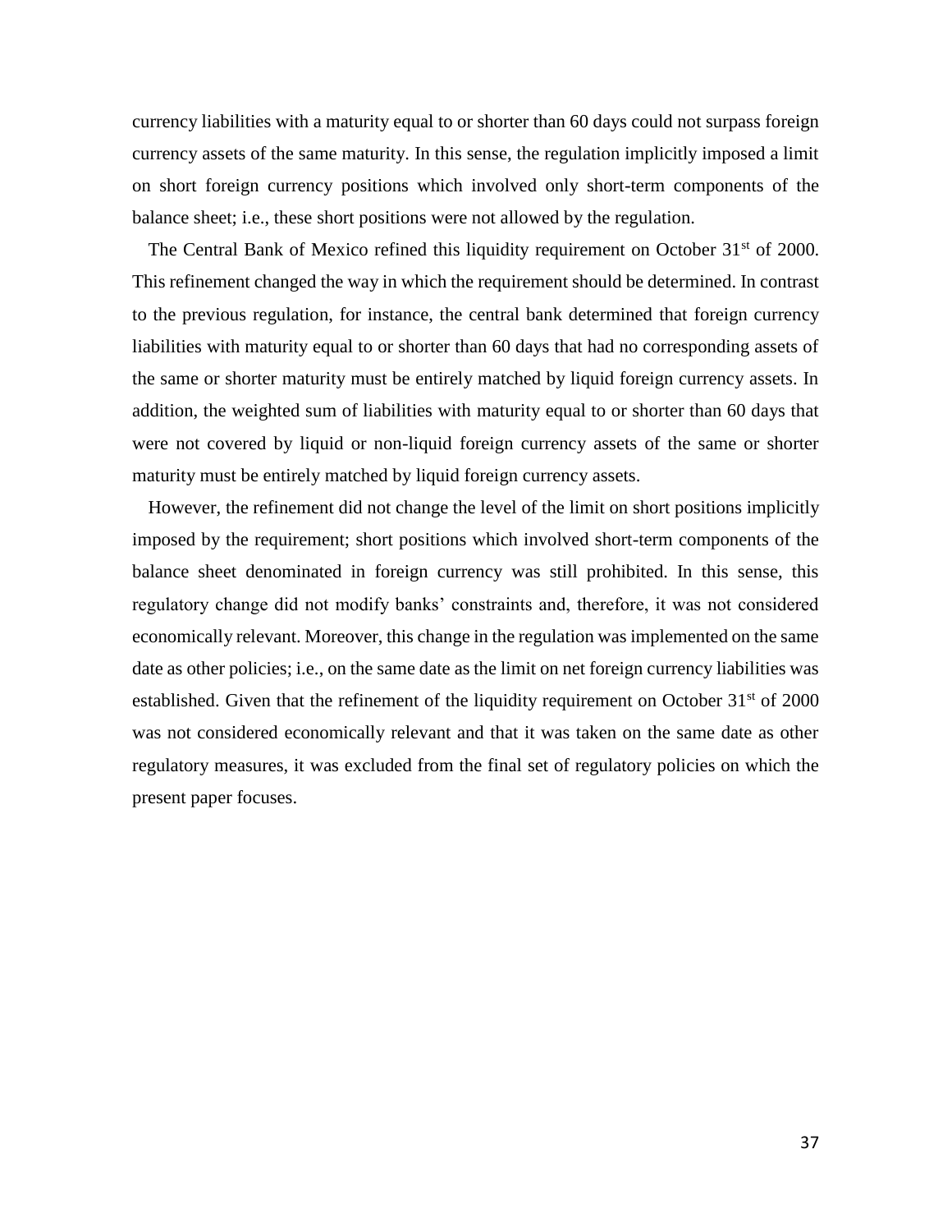currency liabilities with a maturity equal to or shorter than 60 days could not surpass foreign currency assets of the same maturity. In this sense, the regulation implicitly imposed a limit on short foreign currency positions which involved only short-term components of the balance sheet; i.e., these short positions were not allowed by the regulation.

The Central Bank of Mexico refined this liquidity requirement on October 31st of 2000. This refinement changed the way in which the requirement should be determined. In contrast to the previous regulation, for instance, the central bank determined that foreign currency liabilities with maturity equal to or shorter than 60 days that had no corresponding assets of the same or shorter maturity must be entirely matched by liquid foreign currency assets. In addition, the weighted sum of liabilities with maturity equal to or shorter than 60 days that were not covered by liquid or non-liquid foreign currency assets of the same or shorter maturity must be entirely matched by liquid foreign currency assets.

However, the refinement did not change the level of the limit on short positions implicitly imposed by the requirement; short positions which involved short-term components of the balance sheet denominated in foreign currency was still prohibited. In this sense, this regulatory change did not modify banks' constraints and, therefore, it was not considered economically relevant. Moreover, this change in the regulation was implemented on the same date as other policies; i.e., on the same date as the limit on net foreign currency liabilities was established. Given that the refinement of the liquidity requirement on October 31st of 2000 was not considered economically relevant and that it was taken on the same date as other regulatory measures, it was excluded from the final set of regulatory policies on which the present paper focuses.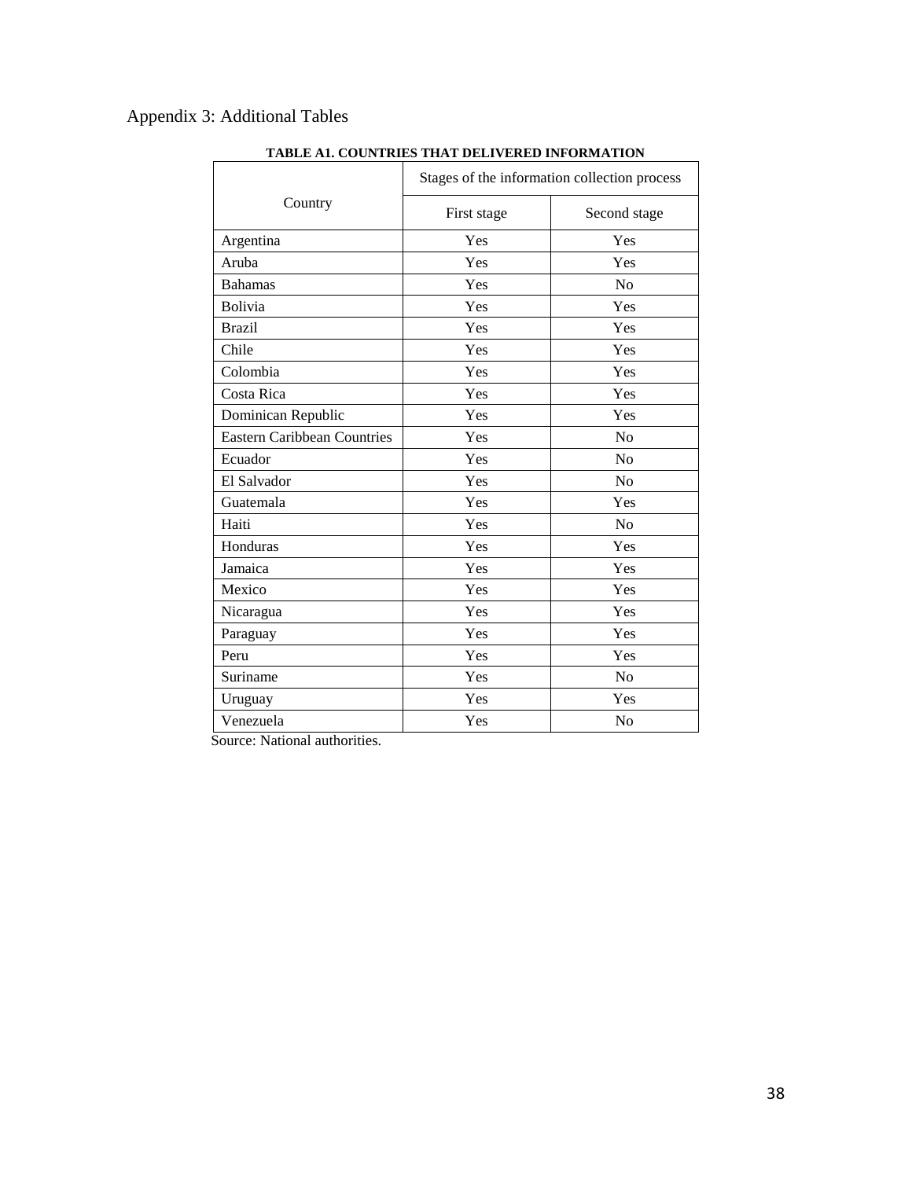# Appendix 3: Additional Tables

**TABLE A1. COUNTRIES THAT DELIVERED INFORMATION**

| Country | Stages of the information collection process | |
|---|---|---|
| | First stage | Second stage |
| Argentina | Yes | Yes |
| Aruba | Yes | Yes |
| Bahamas | Yes | No |
| Bolivia | Yes | Yes |
| Brazil | Yes | Yes |
| Chile | Yes | Yes |
| Colombia | Yes | Yes |
| Costa Rica | Yes | Yes |
| Dominican Republic | Yes | Yes |
| Eastern Caribbean Countries | Yes | No |
| Ecuador | Yes | No |
| El Salvador | Yes | No |
| Guatemala | Yes | Yes |
| Haiti | Yes | No |
| Honduras | Yes | Yes |
| Jamaica | Yes | Yes |
| Mexico | Yes | Yes |
| Nicaragua | Yes | Yes |
| Paraguay | Yes | Yes |
| Peru | Yes | Yes |
| Suriname | Yes | No |
| Uruguay | Yes | Yes |
| Venezuela | Yes | No |

Source: National authorities.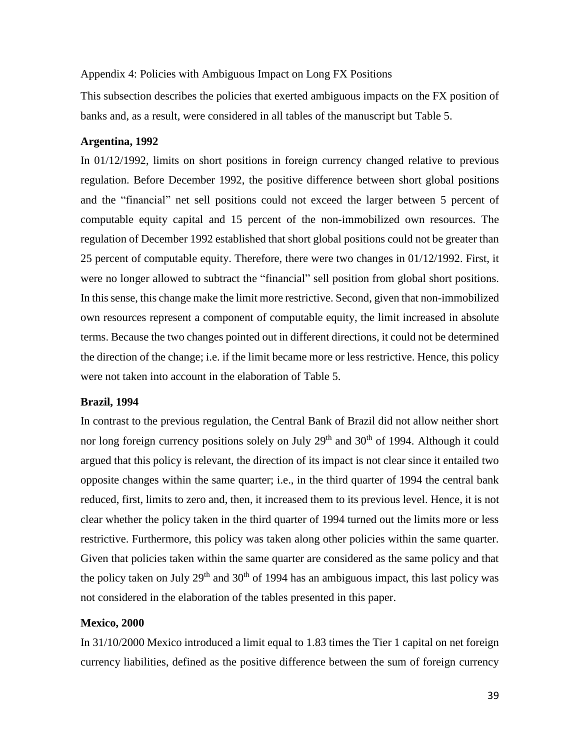Appendix 4: Policies with Ambiguous Impact on Long FX Positions

This subsection describes the policies that exerted ambiguous impacts on the FX position of banks and, as a result, were considered in all tables of the manuscript but Table 5.

**Argentina, 1992**

In 01/12/1992, limits on short positions in foreign currency changed relative to previous regulation. Before December 1992, the positive difference between short global positions and the "financial" net sell positions could not exceed the larger between 5 percent of computable equity capital and 15 percent of the non-immobilized own resources. The regulation of December 1992 established that short global positions could not be greater than 25 percent of computable equity. Therefore, there were two changes in 01/12/1992. First, it were no longer allowed to subtract the "financial" sell position from global short positions. In this sense, this change make the limit more restrictive. Second, given that non-immobilized own resources represent a component of computable equity, the limit increased in absolute terms. Because the two changes pointed out in different directions, it could not be determined the direction of the change; i.e. if the limit became more or less restrictive. Hence, this policy were not taken into account in the elaboration of Table 5.

**Brazil, 1994**

In contrast to the previous regulation, the Central Bank of Brazil did not allow neither short nor long foreign currency positions solely on July 29th and 30th of 1994. Although it could argued that this policy is relevant, the direction of its impact is not clear since it entailed two opposite changes within the same quarter; i.e., in the third quarter of 1994 the central bank reduced, first, limits to zero and, then, it increased them to its previous level. Hence, it is not clear whether the policy taken in the third quarter of 1994 turned out the limits more or less restrictive. Furthermore, this policy was taken along other policies within the same quarter. Given that policies taken within the same quarter are considered as the same policy and that the policy taken on July 29th and 30th of 1994 has an ambiguous impact, this last policy was not considered in the elaboration of the tables presented in this paper.

**Mexico, 2000**

In 31/10/2000 Mexico introduced a limit equal to 1.83 times the Tier 1 capital on net foreign currency liabilities, defined as the positive difference between the sum of foreign currency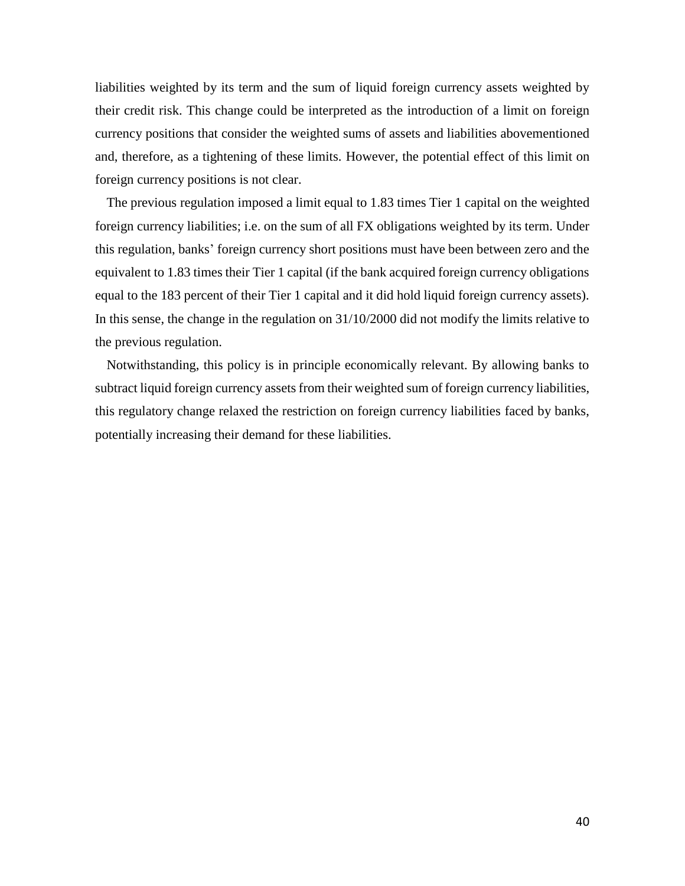liabilities weighted by its term and the sum of liquid foreign currency assets weighted by their credit risk. This change could be interpreted as the introduction of a limit on foreign currency positions that consider the weighted sums of assets and liabilities abovementioned and, therefore, as a tightening of these limits. However, the potential effect of this limit on foreign currency positions is not clear.

The previous regulation imposed a limit equal to 1.83 times Tier 1 capital on the weighted foreign currency liabilities; i.e. on the sum of all FX obligations weighted by its term. Under this regulation, banks' foreign currency short positions must have been between zero and the equivalent to 1.83 times their Tier 1 capital (if the bank acquired foreign currency obligations equal to the 183 percent of their Tier 1 capital and it did hold liquid foreign currency assets). In this sense, the change in the regulation on 31/10/2000 did not modify the limits relative to the previous regulation.

Notwithstanding, this policy is in principle economically relevant. By allowing banks to subtract liquid foreign currency assets from their weighted sum of foreign currency liabilities, this regulatory change relaxed the restriction on foreign currency liabilities faced by banks, potentially increasing their demand for these liabilities.